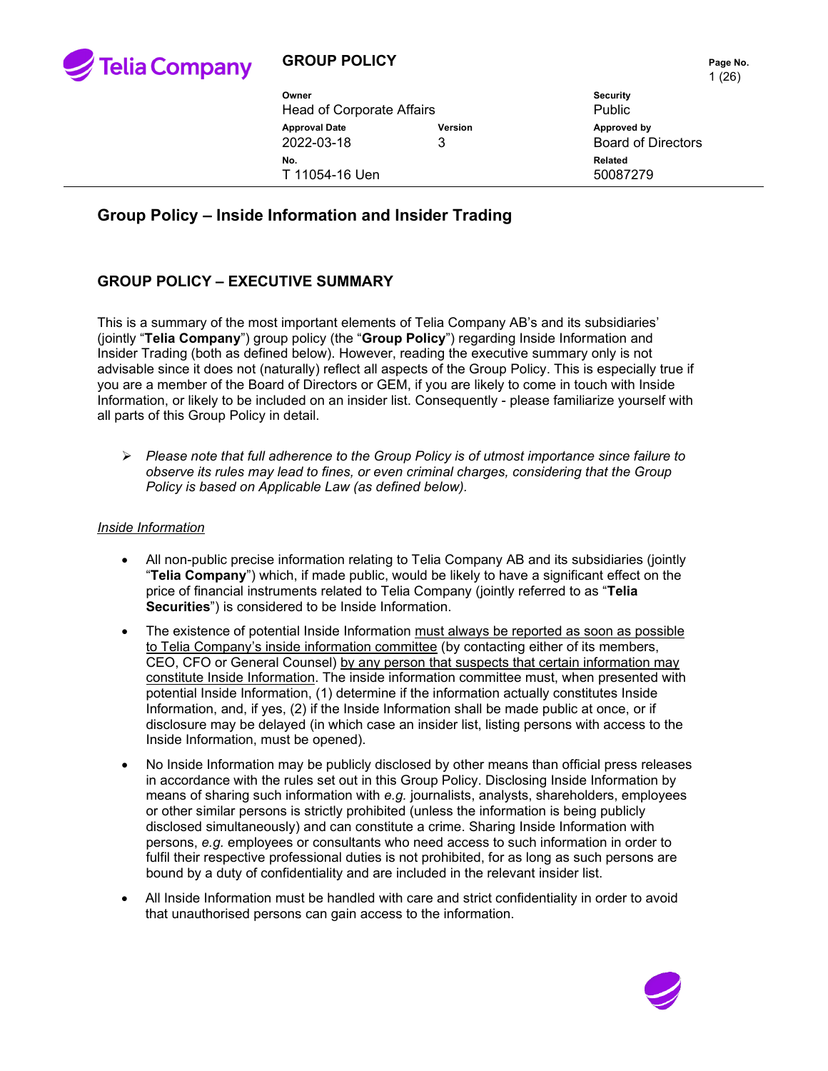# Group Policy – Inside Information and Insider Trading

| Owner | | Security |
|---|---|---|
| Head of Corporate Affairs | | Public |
| **Approval Date** | **Version** | **Approved by** |
| 2022-03-18 | 3 | Board of Directors |
| **No.** | | **Related** |
| T 11054-16 Uen | | 50087279 |

## GROUP POLICY – EXECUTIVE SUMMARY

This is a summary of the most important elements of Telia Company AB's and its subsidiaries' (jointly "**Telia Company**") group policy (the "**Group Policy**") regarding Inside Information and Insider Trading (both as defined below). However, reading the executive summary only is not advisable since it does not (naturally) reflect all aspects of the Group Policy. This is especially true if you are a member of the Board of Directors or GEM, if you are likely to come in touch with Inside Information, or likely to be included on an insider list. Consequently - please familiarize yourself with all parts of this Group Policy in detail.

- *Please note that full adherence to the Group Policy is of utmost importance since failure to observe its rules may lead to fines, or even criminal charges, considering that the Group Policy is based on Applicable Law (as defined below).*

### Inside Information

- All non-public precise information relating to Telia Company AB and its subsidiaries (jointly "**Telia Company**") which, if made public, would be likely to have a significant effect on the price of financial instruments related to Telia Company (jointly referred to as "**Telia Securities**") is considered to be Inside Information.
- The existence of potential Inside Information must always be reported as soon as possible to Telia Company's inside information committee (by contacting either of its members, CEO, CFO or General Counsel) by any person that suspects that certain information may constitute Inside Information. The inside information committee must, when presented with potential Inside Information, (1) determine if the information actually constitutes Inside Information, and, if yes, (2) if the Inside Information shall be made public at once, or if disclosure may be delayed (in which case an insider list, listing persons with access to the Inside Information, must be opened).
- No Inside Information may be publicly disclosed by other means than official press releases in accordance with the rules set out in this Group Policy. Disclosing Inside Information by means of sharing such information with *e.g.* journalists, analysts, shareholders, employees or other similar persons is strictly prohibited (unless the information is being publicly disclosed simultaneously) and can constitute a crime. Sharing Inside Information with persons, *e.g.* employees or consultants who need access to such information in order to fulfil their respective professional duties is not prohibited, for as long as such persons are bound by a duty of confidentiality and are included in the relevant insider list.
- All Inside Information must be handled with care and strict confidentiality in order to avoid that unauthorised persons can gain access to the information.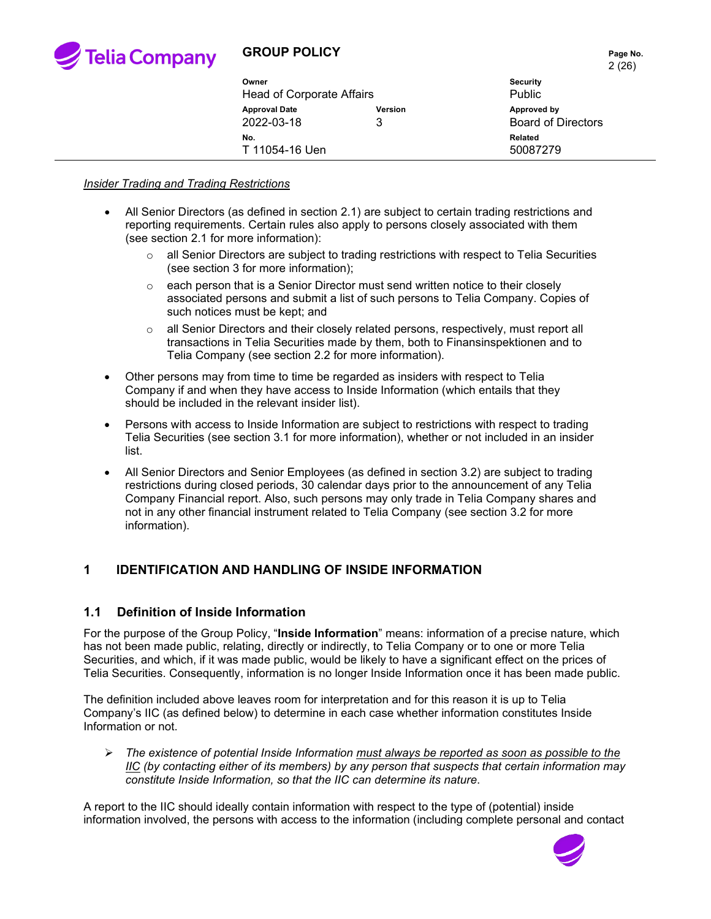*<u>Insider Trading and Trading Restrictions</u>*

- All Senior Directors (as defined in section 2.1) are subject to certain trading restrictions and reporting requirements. Certain rules also apply to persons closely associated with them (see section 2.1 for more information):
  - all Senior Directors are subject to trading restrictions with respect to Telia Securities (see section 3 for more information);
  - each person that is a Senior Director must send written notice to their closely associated persons and submit a list of such persons to Telia Company. Copies of such notices must be kept; and
  - all Senior Directors and their closely related persons, respectively, must report all transactions in Telia Securities made by them, both to Finansinspektionen and to Telia Company (see section 2.2 for more information).
- Other persons may from time to time be regarded as insiders with respect to Telia Company if and when they have access to Inside Information (which entails that they should be included in the relevant insider list).
- Persons with access to Inside Information are subject to restrictions with respect to trading Telia Securities (see section 3.1 for more information), whether or not included in an insider list.
- All Senior Directors and Senior Employees (as defined in section 3.2) are subject to trading restrictions during closed periods, 30 calendar days prior to the announcement of any Telia Company Financial report. Also, such persons may only trade in Telia Company shares and not in any other financial instrument related to Telia Company (see section 3.2 for more information).

# 1 IDENTIFICATION AND HANDLING OF INSIDE INFORMATION

## 1.1 Definition of Inside Information

For the purpose of the Group Policy, "**Inside Information**" means: information of a precise nature, which has not been made public, relating, directly or indirectly, to Telia Company or to one or more Telia Securities, and which, if it was made public, would be likely to have a significant effect on the prices of Telia Securities. Consequently, information is no longer Inside Information once it has been made public.

The definition included above leaves room for interpretation and for this reason it is up to Telia Company's IIC (as defined below) to determine in each case whether information constitutes Inside Information or not.

- *The existence of potential Inside Information <u>must always be reported as soon as possible to the IIC</u> (by contacting either of its members) by any person that suspects that certain information may constitute Inside Information, so that the IIC can determine its nature.*

A report to the IIC should ideally contain information with respect to the type of (potential) inside information involved, the persons with access to the information (including complete personal and contact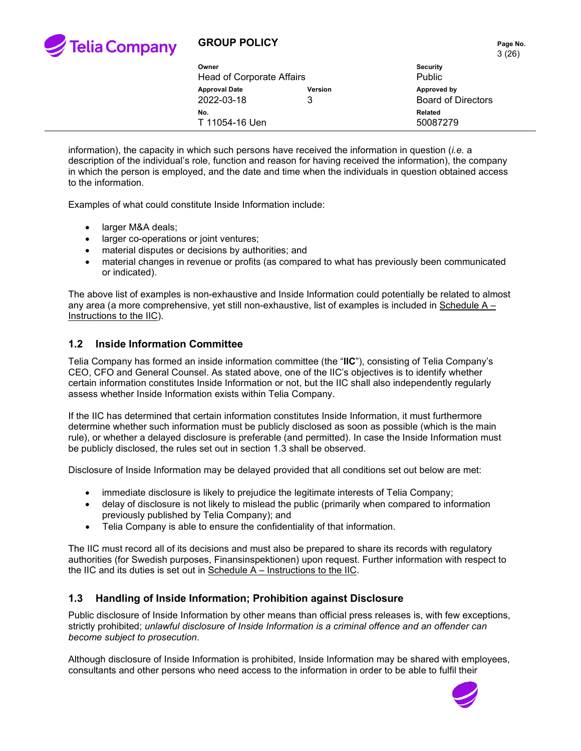information), the capacity in which such persons have received the information in question (*i.e.* a description of the individual's role, function and reason for having received the information), the company in which the person is employed, and the date and time when the individuals in question obtained access to the information.

Examples of what could constitute Inside Information include:

- larger M&A deals;
- larger co-operations or joint ventures;
- material disputes or decisions by authorities; and
- material changes in revenue or profits (as compared to what has previously been communicated or indicated).

The above list of examples is non-exhaustive and Inside Information could potentially be related to almost any area (a more comprehensive, yet still non-exhaustive, list of examples is included in Schedule A – Instructions to the IIC).

## 1.2 Inside Information Committee

Telia Company has formed an inside information committee (the "**IIC**"), consisting of Telia Company's CEO, CFO and General Counsel. As stated above, one of the IIC's objectives is to identify whether certain information constitutes Inside Information or not, but the IIC shall also independently regularly assess whether Inside Information exists within Telia Company.

If the IIC has determined that certain information constitutes Inside Information, it must furthermore determine whether such information must be publicly disclosed as soon as possible (which is the main rule), or whether a delayed disclosure is preferable (and permitted). In case the Inside Information must be publicly disclosed, the rules set out in section 1.3 shall be observed.

Disclosure of Inside Information may be delayed provided that all conditions set out below are met:

- immediate disclosure is likely to prejudice the legitimate interests of Telia Company;
- delay of disclosure is not likely to mislead the public (primarily when compared to information previously published by Telia Company); and
- Telia Company is able to ensure the confidentiality of that information.

The IIC must record all of its decisions and must also be prepared to share its records with regulatory authorities (for Swedish purposes, Finansinspektionen) upon request. Further information with respect to the IIC and its duties is set out in Schedule A – Instructions to the IIC.

## 1.3 Handling of Inside Information; Prohibition against Disclosure

Public disclosure of Inside Information by other means than official press releases is, with few exceptions, strictly prohibited; *unlawful disclosure of Inside Information is a criminal offence and an offender can become subject to prosecution*.

Although disclosure of Inside Information is prohibited, Inside Information may be shared with employees, consultants and other persons who need access to the information in order to be able to fulfil their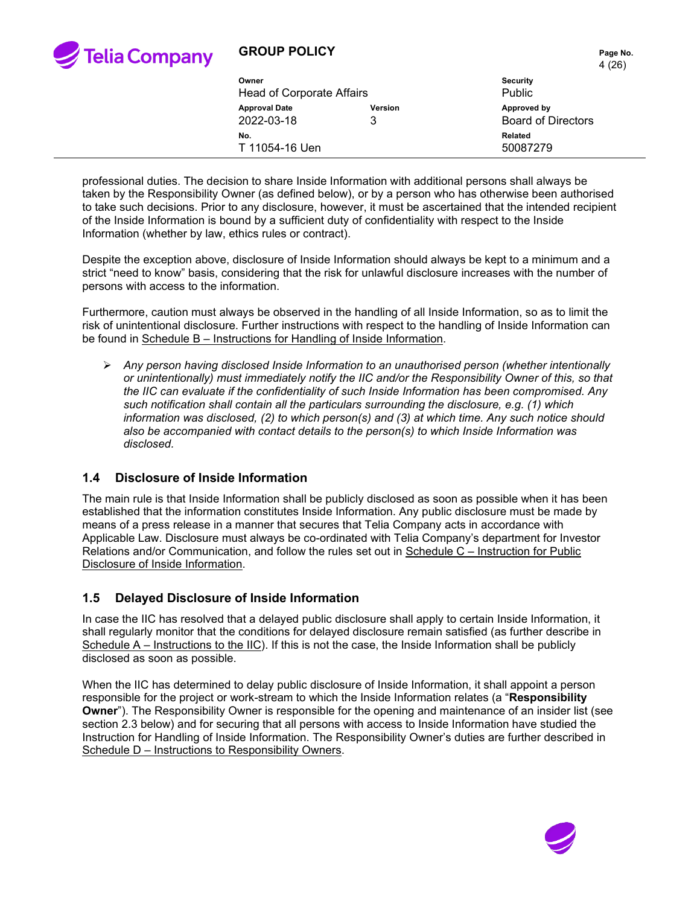professional duties. The decision to share Inside Information with additional persons shall always be taken by the Responsibility Owner (as defined below), or by a person who has otherwise been authorised to take such decisions. Prior to any disclosure, however, it must be ascertained that the intended recipient of the Inside Information is bound by a sufficient duty of confidentiality with respect to the Inside Information (whether by law, ethics rules or contract).

Despite the exception above, disclosure of Inside Information should always be kept to a minimum and a strict "need to know" basis, considering that the risk for unlawful disclosure increases with the number of persons with access to the information.

Furthermore, caution must always be observed in the handling of all Inside Information, so as to limit the risk of unintentional disclosure. Further instructions with respect to the handling of Inside Information can be found in Schedule B – Instructions for Handling of Inside Information.

- *Any person having disclosed Inside Information to an unauthorised person (whether intentionally or unintentionally) must immediately notify the IIC and/or the Responsibility Owner of this, so that the IIC can evaluate if the confidentiality of such Inside Information has been compromised. Any such notification shall contain all the particulars surrounding the disclosure, e.g. (1) which information was disclosed, (2) to which person(s) and (3) at which time. Any such notice should also be accompanied with contact details to the person(s) to which Inside Information was disclosed.*

## 1.4 Disclosure of Inside Information

The main rule is that Inside Information shall be publicly disclosed as soon as possible when it has been established that the information constitutes Inside Information. Any public disclosure must be made by means of a press release in a manner that secures that Telia Company acts in accordance with Applicable Law. Disclosure must always be co-ordinated with Telia Company's department for Investor Relations and/or Communication, and follow the rules set out in Schedule C – Instruction for Public Disclosure of Inside Information.

## 1.5 Delayed Disclosure of Inside Information

In case the IIC has resolved that a delayed public disclosure shall apply to certain Inside Information, it shall regularly monitor that the conditions for delayed disclosure remain satisfied (as further describe in Schedule A – Instructions to the IIC). If this is not the case, the Inside Information shall be publicly disclosed as soon as possible.

When the IIC has determined to delay public disclosure of Inside Information, it shall appoint a person responsible for the project or work-stream to which the Inside Information relates (a "**Responsibility Owner**"). The Responsibility Owner is responsible for the opening and maintenance of an insider list (see section 2.3 below) and for securing that all persons with access to Inside Information have studied the Instruction for Handling of Inside Information. The Responsibility Owner's duties are further described in Schedule D – Instructions to Responsibility Owners.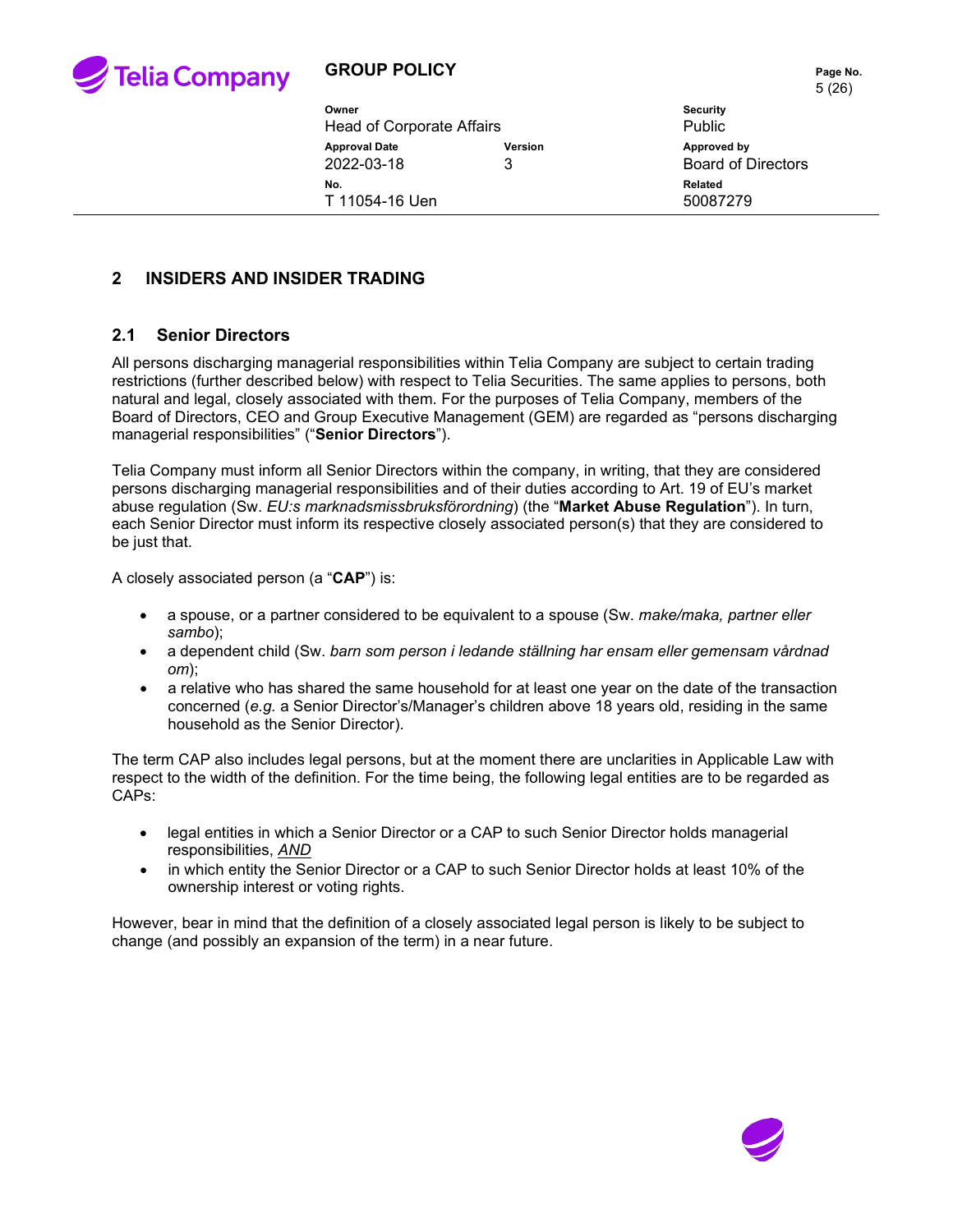## 2 INSIDERS AND INSIDER TRADING

### 2.1 Senior Directors

All persons discharging managerial responsibilities within Telia Company are subject to certain trading restrictions (further described below) with respect to Telia Securities. The same applies to persons, both natural and legal, closely associated with them. For the purposes of Telia Company, members of the Board of Directors, CEO and Group Executive Management (GEM) are regarded as "persons discharging managerial responsibilities" ("**Senior Directors**").

Telia Company must inform all Senior Directors within the company, in writing, that they are considered persons discharging managerial responsibilities and of their duties according to Art. 19 of EU's market abuse regulation (Sw. *EU:s marknadsmissbruksförordning*) (the "**Market Abuse Regulation**"). In turn, each Senior Director must inform its respective closely associated person(s) that they are considered to be just that.

A closely associated person (a "**CAP**") is:

- a spouse, or a partner considered to be equivalent to a spouse (Sw. *make/maka, partner eller sambo*);
- a dependent child (Sw. *barn som person i ledande ställning har ensam eller gemensam vårdnad om*);
- a relative who has shared the same household for at least one year on the date of the transaction concerned (*e.g.* a Senior Director's/Manager's children above 18 years old, residing in the same household as the Senior Director).

The term CAP also includes legal persons, but at the moment there are unclarities in Applicable Law with respect to the width of the definition. For the time being, the following legal entities are to be regarded as CAPs:

- legal entities in which a Senior Director or a CAP to such Senior Director holds managerial responsibilities, <u>*AND*</u>
- in which entity the Senior Director or a CAP to such Senior Director holds at least 10% of the ownership interest or voting rights.

However, bear in mind that the definition of a closely associated legal person is likely to be subject to change (and possibly an expansion of the term) in a near future.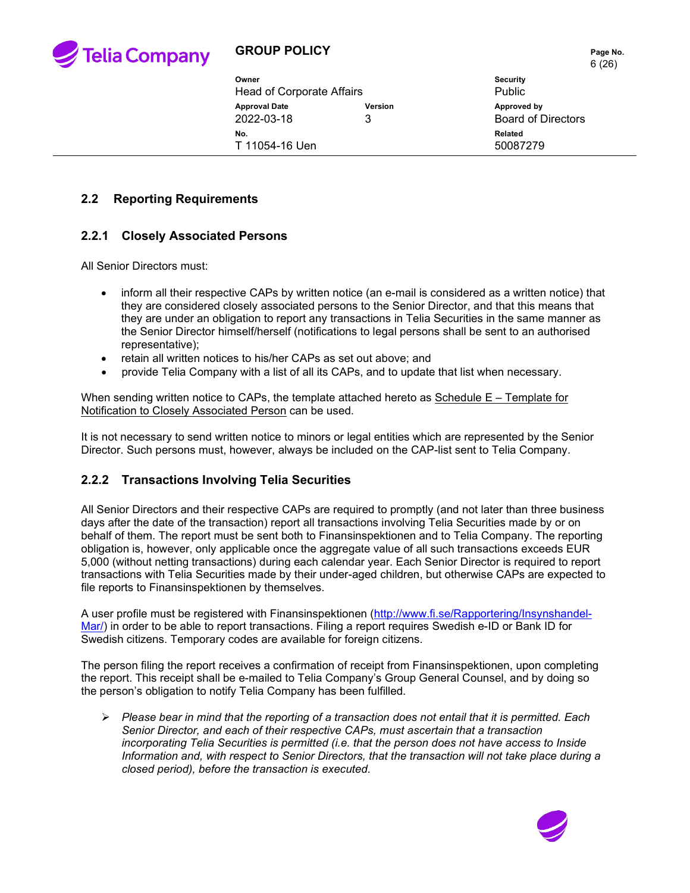## 2.2 Reporting Requirements

### 2.2.1 Closely Associated Persons

All Senior Directors must:

- inform all their respective CAPs by written notice (an e-mail is considered as a written notice) that they are considered closely associated persons to the Senior Director, and that this means that they are under an obligation to report any transactions in Telia Securities in the same manner as the Senior Director himself/herself (notifications to legal persons shall be sent to an authorised representative);
- retain all written notices to his/her CAPs as set out above; and
- provide Telia Company with a list of all its CAPs, and to update that list when necessary.

When sending written notice to CAPs, the template attached hereto as Schedule E – Template for Notification to Closely Associated Person can be used.

It is not necessary to send written notice to minors or legal entities which are represented by the Senior Director. Such persons must, however, always be included on the CAP-list sent to Telia Company.

### 2.2.2 Transactions Involving Telia Securities

All Senior Directors and their respective CAPs are required to promptly (and not later than three business days after the date of the transaction) report all transactions involving Telia Securities made by or on behalf of them. The report must be sent both to Finansinspektionen and to Telia Company. The reporting obligation is, however, only applicable once the aggregate value of all such transactions exceeds EUR 5,000 (without netting transactions) during each calendar year. Each Senior Director is required to report transactions with Telia Securities made by their under-aged children, but otherwise CAPs are expected to file reports to Finansinspektionen by themselves.

A user profile must be registered with Finansinspektionen (http://www.fi.se/Rapportering/Insynshandel-Mar/) in order to be able to report transactions. Filing a report requires Swedish e-ID or Bank ID for Swedish citizens. Temporary codes are available for foreign citizens.

The person filing the report receives a confirmation of receipt from Finansinspektionen, upon completing the report. This receipt shall be e-mailed to Telia Company's Group General Counsel, and by doing so the person's obligation to notify Telia Company has been fulfilled.

- *Please bear in mind that the reporting of a transaction does not entail that it is permitted. Each Senior Director, and each of their respective CAPs, must ascertain that a transaction incorporating Telia Securities is permitted (i.e. that the person does not have access to Inside Information and, with respect to Senior Directors, that the transaction will not take place during a closed period), before the transaction is executed.*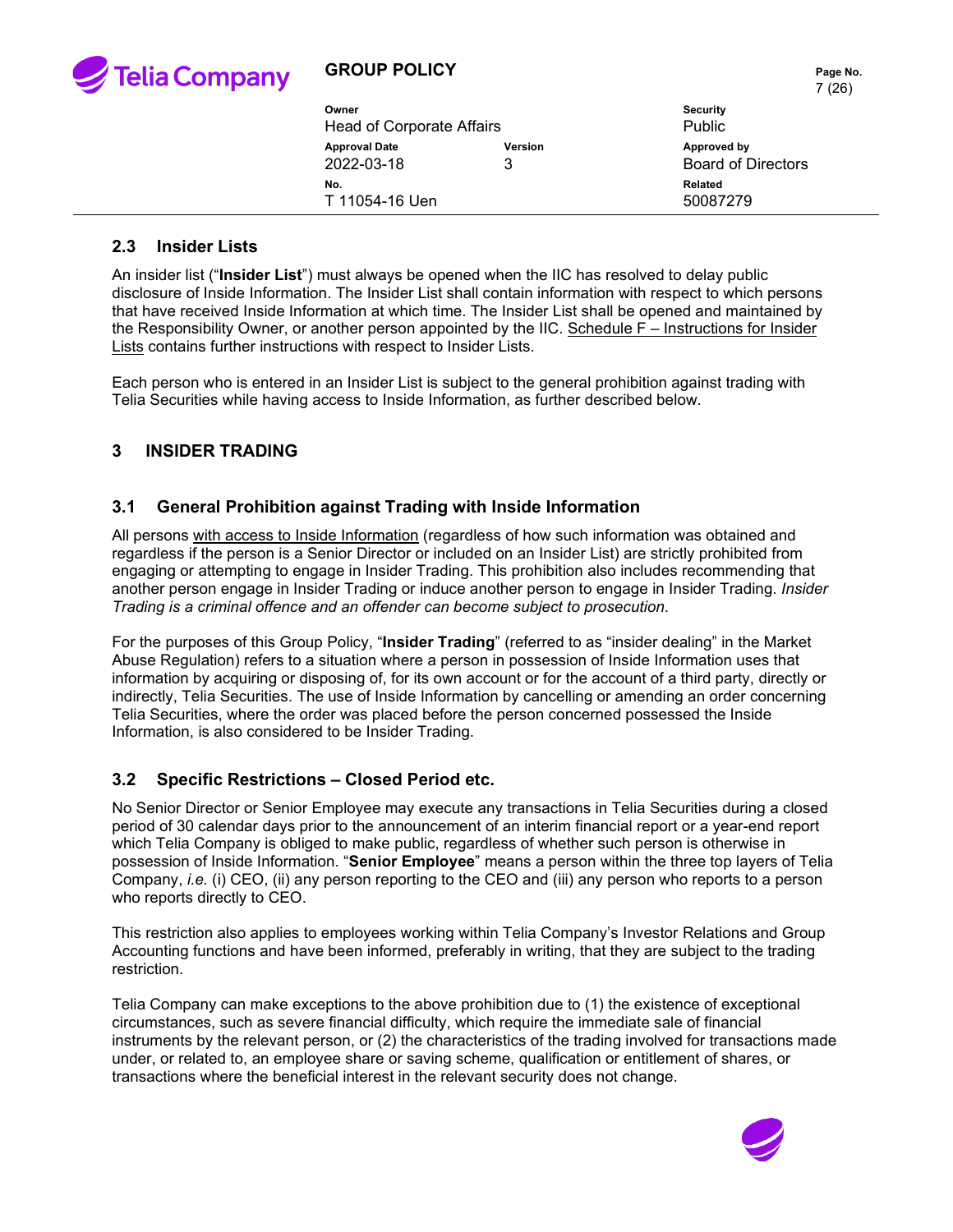## 2.3 Insider Lists

An insider list ("**Insider List**") must always be opened when the IIC has resolved to delay public disclosure of Inside Information. The Insider List shall contain information with respect to which persons that have received Inside Information at which time. The Insider List shall be opened and maintained by the Responsibility Owner, or another person appointed by the IIC. Schedule F – Instructions for Insider Lists contains further instructions with respect to Insider Lists.

Each person who is entered in an Insider List is subject to the general prohibition against trading with Telia Securities while having access to Inside Information, as further described below.

# 3 INSIDER TRADING

## 3.1 General Prohibition against Trading with Inside Information

All persons with access to Inside Information (regardless of how such information was obtained and regardless if the person is a Senior Director or included on an Insider List) are strictly prohibited from engaging or attempting to engage in Insider Trading. This prohibition also includes recommending that another person engage in Insider Trading or induce another person to engage in Insider Trading. *Insider Trading is a criminal offence and an offender can become subject to prosecution*.

For the purposes of this Group Policy, "**Insider Trading**" (referred to as "insider dealing" in the Market Abuse Regulation) refers to a situation where a person in possession of Inside Information uses that information by acquiring or disposing of, for its own account or for the account of a third party, directly or indirectly, Telia Securities. The use of Inside Information by cancelling or amending an order concerning Telia Securities, where the order was placed before the person concerned possessed the Inside Information, is also considered to be Insider Trading.

## 3.2 Specific Restrictions – Closed Period etc.

No Senior Director or Senior Employee may execute any transactions in Telia Securities during a closed period of 30 calendar days prior to the announcement of an interim financial report or a year-end report which Telia Company is obliged to make public, regardless of whether such person is otherwise in possession of Inside Information. "**Senior Employee**" means a person within the three top layers of Telia Company, *i.e.* (i) CEO, (ii) any person reporting to the CEO and (iii) any person who reports to a person who reports directly to CEO.

This restriction also applies to employees working within Telia Company's Investor Relations and Group Accounting functions and have been informed, preferably in writing, that they are subject to the trading restriction.

Telia Company can make exceptions to the above prohibition due to (1) the existence of exceptional circumstances, such as severe financial difficulty, which require the immediate sale of financial instruments by the relevant person, or (2) the characteristics of the trading involved for transactions made under, or related to, an employee share or saving scheme, qualification or entitlement of shares, or transactions where the beneficial interest in the relevant security does not change.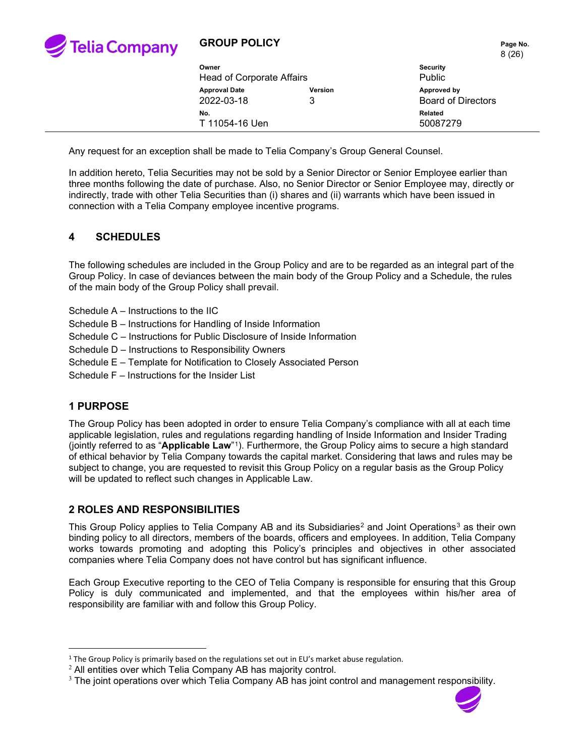Any request for an exception shall be made to Telia Company's Group General Counsel.

In addition hereto, Telia Securities may not be sold by a Senior Director or Senior Employee earlier than three months following the date of purchase. Also, no Senior Director or Senior Employee may, directly or indirectly, trade with other Telia Securities than (i) shares and (ii) warrants which have been issued in connection with a Telia Company employee incentive programs.

## 4 SCHEDULES

The following schedules are included in the Group Policy and are to be regarded as an integral part of the Group Policy. In case of deviances between the main body of the Group Policy and a Schedule, the rules of the main body of the Group Policy shall prevail.

Schedule A – Instructions to the IIC
Schedule B – Instructions for Handling of Inside Information
Schedule C – Instructions for Public Disclosure of Inside Information
Schedule D – Instructions to Responsibility Owners
Schedule E – Template for Notification to Closely Associated Person
Schedule F – Instructions for the Insider List

## 1 PURPOSE

The Group Policy has been adopted in order to ensure Telia Company's compliance with all at each time applicable legislation, rules and regulations regarding handling of Inside Information and Insider Trading (jointly referred to as "**Applicable Law**"[1]). Furthermore, the Group Policy aims to secure a high standard of ethical behavior by Telia Company towards the capital market. Considering that laws and rules may be subject to change, you are requested to revisit this Group Policy on a regular basis as the Group Policy will be updated to reflect such changes in Applicable Law.

## 2 ROLES AND RESPONSIBILITIES

This Group Policy applies to Telia Company AB and its Subsidiaries[2] and Joint Operations[3] as their own binding policy to all directors, members of the boards, officers and employees. In addition, Telia Company works towards promoting and adopting this Policy's principles and objectives in other associated companies where Telia Company does not have control but has significant influence.

Each Group Executive reporting to the CEO of Telia Company is responsible for ensuring that this Group Policy is duly communicated and implemented, and that the employees within his/her area of responsibility are familiar with and follow this Group Policy.

---

[1] The Group Policy is primarily based on the regulations set out in EU's market abuse regulation.

[2] All entities over which Telia Company AB has majority control.

[3] The joint operations over which Telia Company AB has joint control and management responsibility.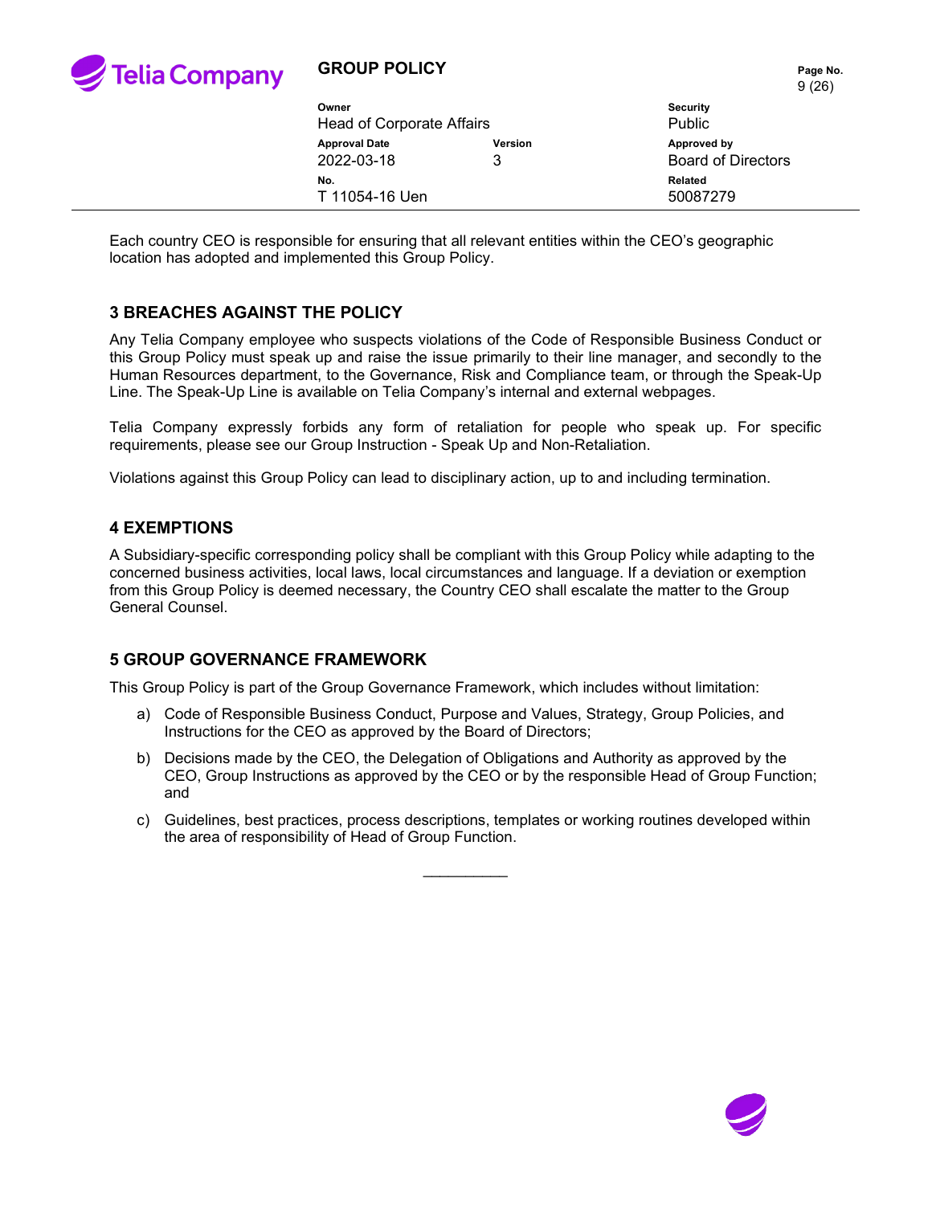Each country CEO is responsible for ensuring that all relevant entities within the CEO's geographic location has adopted and implemented this Group Policy.

## 3 BREACHES AGAINST THE POLICY

Any Telia Company employee who suspects violations of the Code of Responsible Business Conduct or this Group Policy must speak up and raise the issue primarily to their line manager, and secondly to the Human Resources department, to the Governance, Risk and Compliance team, or through the Speak-Up Line. The Speak-Up Line is available on Telia Company's internal and external webpages.

Telia Company expressly forbids any form of retaliation for people who speak up. For specific requirements, please see our Group Instruction - Speak Up and Non-Retaliation.

Violations against this Group Policy can lead to disciplinary action, up to and including termination.

## 4 EXEMPTIONS

A Subsidiary-specific corresponding policy shall be compliant with this Group Policy while adapting to the concerned business activities, local laws, local circumstances and language. If a deviation or exemption from this Group Policy is deemed necessary, the Country CEO shall escalate the matter to the Group General Counsel.

## 5 GROUP GOVERNANCE FRAMEWORK

This Group Policy is part of the Group Governance Framework, which includes without limitation:

a) Code of Responsible Business Conduct, Purpose and Values, Strategy, Group Policies, and Instructions for the CEO as approved by the Board of Directors;

b) Decisions made by the CEO, the Delegation of Obligations and Authority as approved by the CEO, Group Instructions as approved by the CEO or by the responsible Head of Group Function; and

c) Guidelines, best practices, process descriptions, templates or working routines developed within the area of responsibility of Head of Group Function.

\_\_\_\_\_\_\_\_\_\_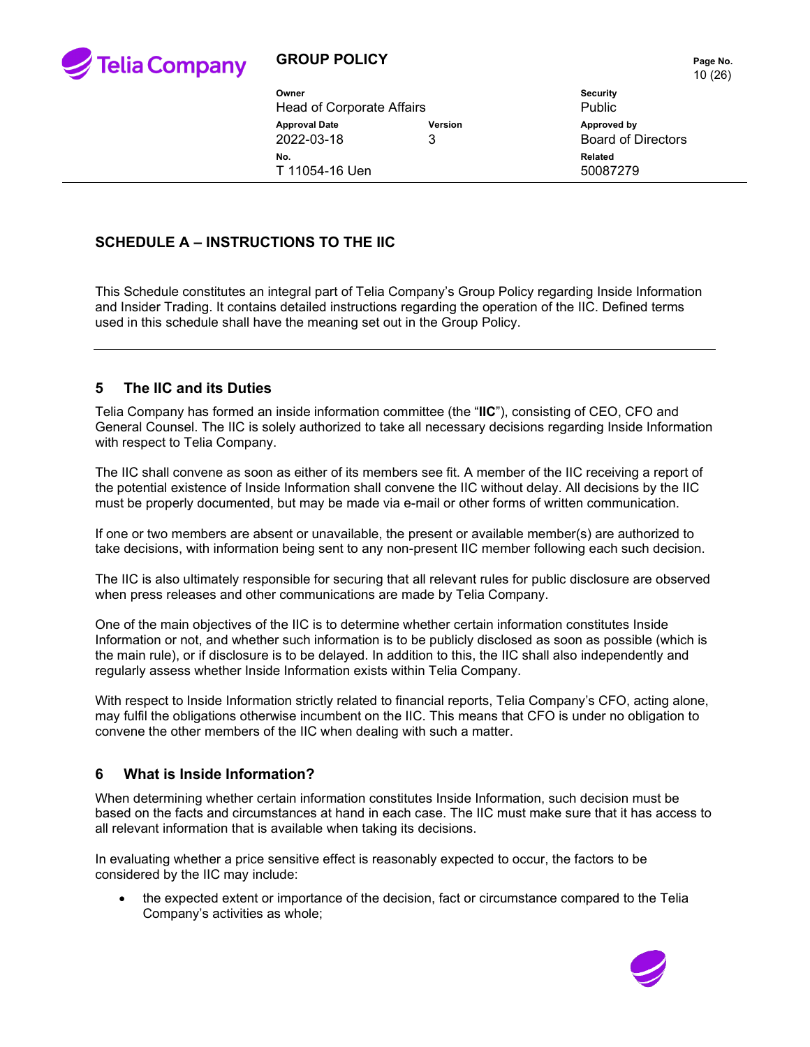## SCHEDULE A – INSTRUCTIONS TO THE IIC

This Schedule constitutes an integral part of Telia Company's Group Policy regarding Inside Information and Insider Trading. It contains detailed instructions regarding the operation of the IIC. Defined terms used in this schedule shall have the meaning set out in the Group Policy.

---

## 5 The IIC and its Duties

Telia Company has formed an inside information committee (the "**IIC**"), consisting of CEO, CFO and General Counsel. The IIC is solely authorized to take all necessary decisions regarding Inside Information with respect to Telia Company.

The IIC shall convene as soon as either of its members see fit. A member of the IIC receiving a report of the potential existence of Inside Information shall convene the IIC without delay. All decisions by the IIC must be properly documented, but may be made via e-mail or other forms of written communication.

If one or two members are absent or unavailable, the present or available member(s) are authorized to take decisions, with information being sent to any non-present IIC member following each such decision.

The IIC is also ultimately responsible for securing that all relevant rules for public disclosure are observed when press releases and other communications are made by Telia Company.

One of the main objectives of the IIC is to determine whether certain information constitutes Inside Information or not, and whether such information is to be publicly disclosed as soon as possible (which is the main rule), or if disclosure is to be delayed. In addition to this, the IIC shall also independently and regularly assess whether Inside Information exists within Telia Company.

With respect to Inside Information strictly related to financial reports, Telia Company's CFO, acting alone, may fulfil the obligations otherwise incumbent on the IIC. This means that CFO is under no obligation to convene the other members of the IIC when dealing with such a matter.

## 6 What is Inside Information?

When determining whether certain information constitutes Inside Information, such decision must be based on the facts and circumstances at hand in each case. The IIC must make sure that it has access to all relevant information that is available when taking its decisions.

In evaluating whether a price sensitive effect is reasonably expected to occur, the factors to be considered by the IIC may include:

- the expected extent or importance of the decision, fact or circumstance compared to the Telia Company's activities as whole;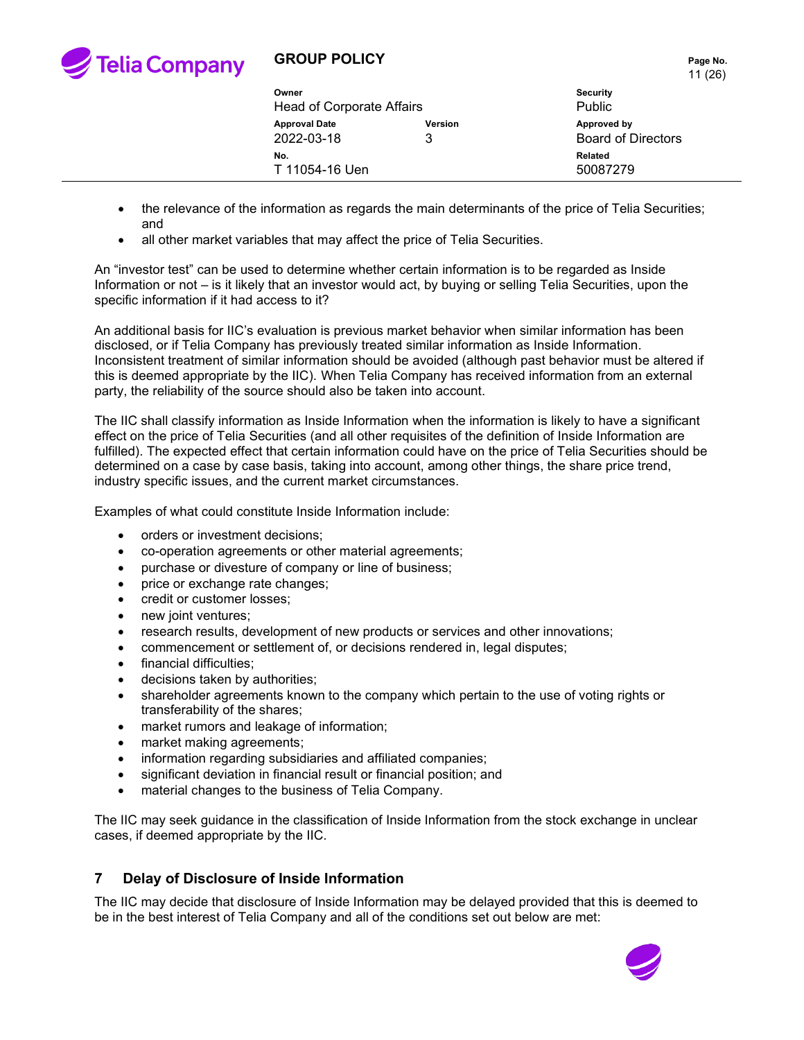- the relevance of the information as regards the main determinants of the price of Telia Securities; and
- all other market variables that may affect the price of Telia Securities.

An "investor test" can be used to determine whether certain information is to be regarded as Inside Information or not – is it likely that an investor would act, by buying or selling Telia Securities, upon the specific information if it had access to it?

An additional basis for IIC's evaluation is previous market behavior when similar information has been disclosed, or if Telia Company has previously treated similar information as Inside Information. Inconsistent treatment of similar information should be avoided (although past behavior must be altered if this is deemed appropriate by the IIC). When Telia Company has received information from an external party, the reliability of the source should also be taken into account.

The IIC shall classify information as Inside Information when the information is likely to have a significant effect on the price of Telia Securities (and all other requisites of the definition of Inside Information are fulfilled). The expected effect that certain information could have on the price of Telia Securities should be determined on a case by case basis, taking into account, among other things, the share price trend, industry specific issues, and the current market circumstances.

Examples of what could constitute Inside Information include:

- orders or investment decisions;
- co-operation agreements or other material agreements;
- purchase or divesture of company or line of business;
- price or exchange rate changes;
- credit or customer losses;
- new joint ventures;
- research results, development of new products or services and other innovations;
- commencement or settlement of, or decisions rendered in, legal disputes;
- financial difficulties;
- decisions taken by authorities;
- shareholder agreements known to the company which pertain to the use of voting rights or transferability of the shares;
- market rumors and leakage of information;
- market making agreements;
- information regarding subsidiaries and affiliated companies;
- significant deviation in financial result or financial position; and
- material changes to the business of Telia Company.

The IIC may seek guidance in the classification of Inside Information from the stock exchange in unclear cases, if deemed appropriate by the IIC.

## 7 Delay of Disclosure of Inside Information

The IIC may decide that disclosure of Inside Information may be delayed provided that this is deemed to be in the best interest of Telia Company and all of the conditions set out below are met: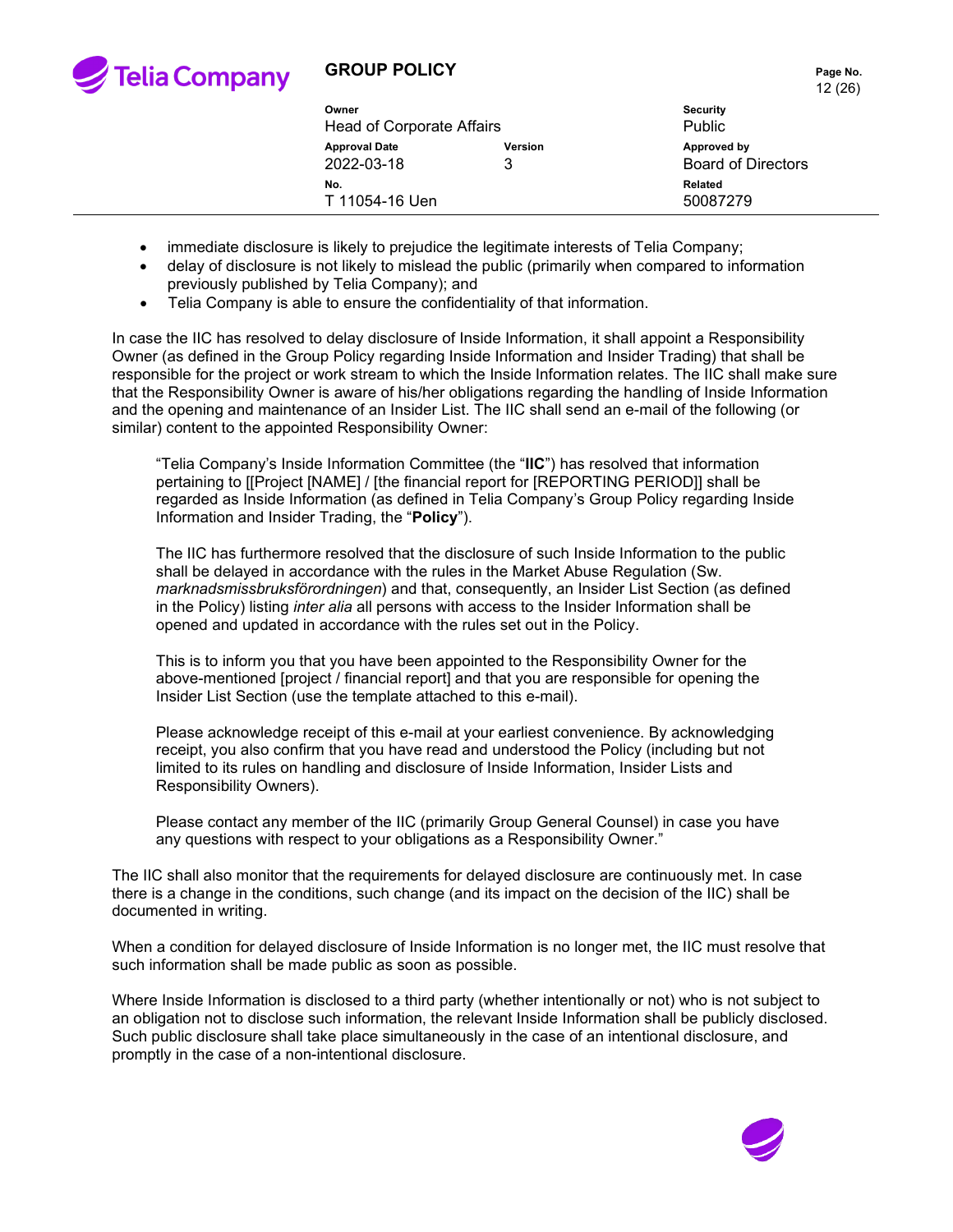- immediate disclosure is likely to prejudice the legitimate interests of Telia Company;
- delay of disclosure is not likely to mislead the public (primarily when compared to information previously published by Telia Company); and
- Telia Company is able to ensure the confidentiality of that information.

In case the IIC has resolved to delay disclosure of Inside Information, it shall appoint a Responsibility Owner (as defined in the Group Policy regarding Inside Information and Insider Trading) that shall be responsible for the project or work stream to which the Inside Information relates. The IIC shall make sure that the Responsibility Owner is aware of his/her obligations regarding the handling of Inside Information and the opening and maintenance of an Insider List. The IIC shall send an e-mail of the following (or similar) content to the appointed Responsibility Owner:

> "Telia Company's Inside Information Committee (the "**IIC**") has resolved that information pertaining to [[Project [NAME] / [the financial report for [REPORTING PERIOD]] shall be regarded as Inside Information (as defined in Telia Company's Group Policy regarding Inside Information and Insider Trading, the "**Policy**").
>
> The IIC has furthermore resolved that the disclosure of such Inside Information to the public shall be delayed in accordance with the rules in the Market Abuse Regulation (Sw. *marknadsmissbruksförordningen*) and that, consequently, an Insider List Section (as defined in the Policy) listing *inter alia* all persons with access to the Insider Information shall be opened and updated in accordance with the rules set out in the Policy.
>
> This is to inform you that you have been appointed to the Responsibility Owner for the above-mentioned [project / financial report] and that you are responsible for opening the Insider List Section (use the template attached to this e-mail).
>
> Please acknowledge receipt of this e-mail at your earliest convenience. By acknowledging receipt, you also confirm that you have read and understood the Policy (including but not limited to its rules on handling and disclosure of Inside Information, Insider Lists and Responsibility Owners).
>
> Please contact any member of the IIC (primarily Group General Counsel) in case you have any questions with respect to your obligations as a Responsibility Owner."

The IIC shall also monitor that the requirements for delayed disclosure are continuously met. In case there is a change in the conditions, such change (and its impact on the decision of the IIC) shall be documented in writing.

When a condition for delayed disclosure of Inside Information is no longer met, the IIC must resolve that such information shall be made public as soon as possible.

Where Inside Information is disclosed to a third party (whether intentionally or not) who is not subject to an obligation not to disclose such information, the relevant Inside Information shall be publicly disclosed. Such public disclosure shall take place simultaneously in the case of an intentional disclosure, and promptly in the case of a non-intentional disclosure.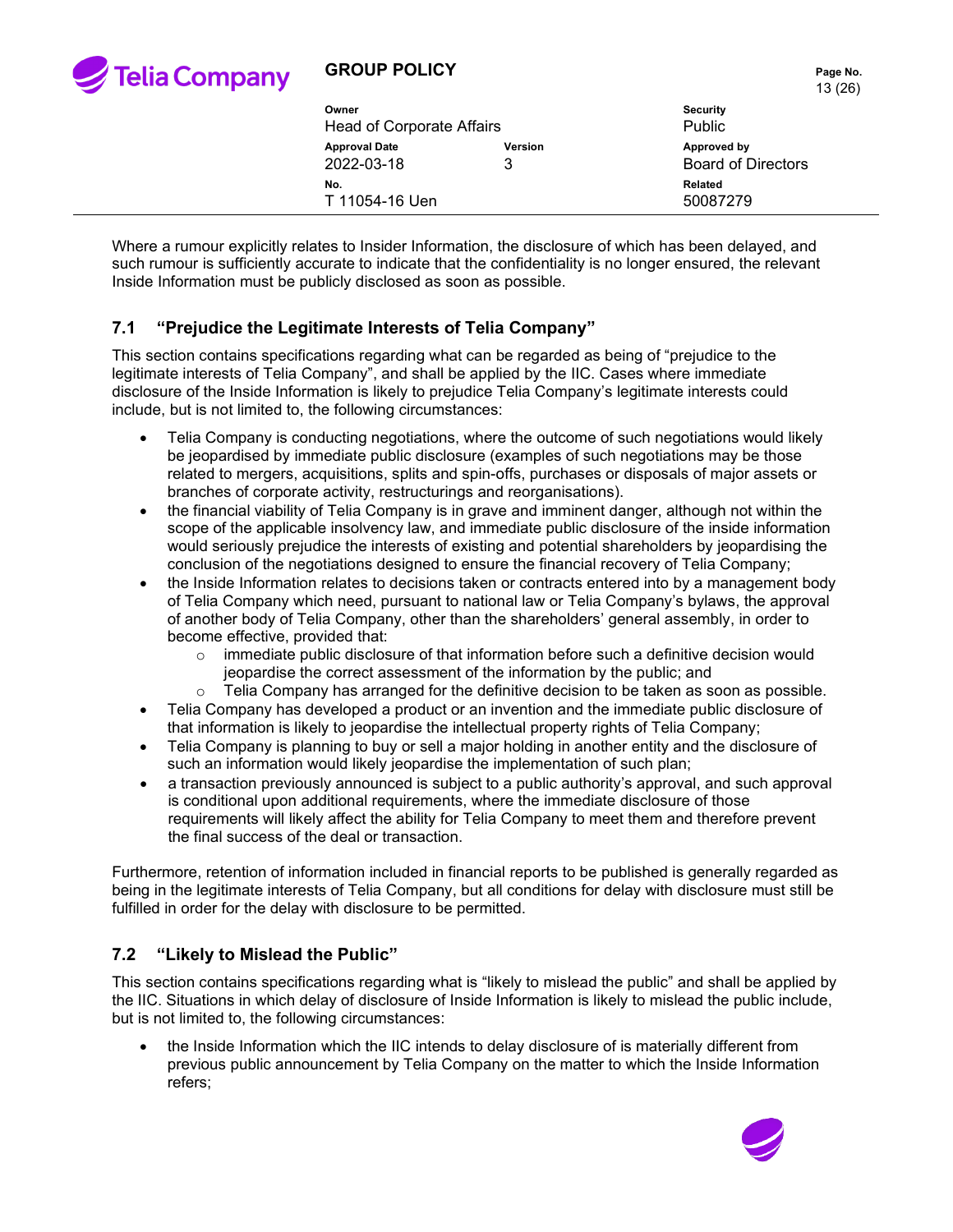Where a rumour explicitly relates to Insider Information, the disclosure of which has been delayed, and such rumour is sufficiently accurate to indicate that the confidentiality is no longer ensured, the relevant Inside Information must be publicly disclosed as soon as possible.

## 7.1 "Prejudice the Legitimate Interests of Telia Company"

This section contains specifications regarding what can be regarded as being of "prejudice to the legitimate interests of Telia Company", and shall be applied by the IIC. Cases where immediate disclosure of the Inside Information is likely to prejudice Telia Company's legitimate interests could include, but is not limited to, the following circumstances:

- Telia Company is conducting negotiations, where the outcome of such negotiations would likely be jeopardised by immediate public disclosure (examples of such negotiations may be those related to mergers, acquisitions, splits and spin-offs, purchases or disposals of major assets or branches of corporate activity, restructurings and reorganisations).
- the financial viability of Telia Company is in grave and imminent danger, although not within the scope of the applicable insolvency law, and immediate public disclosure of the inside information would seriously prejudice the interests of existing and potential shareholders by jeopardising the conclusion of the negotiations designed to ensure the financial recovery of Telia Company;
- the Inside Information relates to decisions taken or contracts entered into by a management body of Telia Company which need, pursuant to national law or Telia Company's bylaws, the approval of another body of Telia Company, other than the shareholders' general assembly, in order to become effective, provided that:
  - immediate public disclosure of that information before such a definitive decision would jeopardise the correct assessment of the information by the public; and
  - Telia Company has arranged for the definitive decision to be taken as soon as possible.
- Telia Company has developed a product or an invention and the immediate public disclosure of that information is likely to jeopardise the intellectual property rights of Telia Company;
- Telia Company is planning to buy or sell a major holding in another entity and the disclosure of such an information would likely jeopardise the implementation of such plan;
- a transaction previously announced is subject to a public authority's approval, and such approval is conditional upon additional requirements, where the immediate disclosure of those requirements will likely affect the ability for Telia Company to meet them and therefore prevent the final success of the deal or transaction.

Furthermore, retention of information included in financial reports to be published is generally regarded as being in the legitimate interests of Telia Company, but all conditions for delay with disclosure must still be fulfilled in order for the delay with disclosure to be permitted.

## 7.2 "Likely to Mislead the Public"

This section contains specifications regarding what is "likely to mislead the public" and shall be applied by the IIC. Situations in which delay of disclosure of Inside Information is likely to mislead the public include, but is not limited to, the following circumstances:

- the Inside Information which the IIC intends to delay disclosure of is materially different from previous public announcement by Telia Company on the matter to which the Inside Information refers;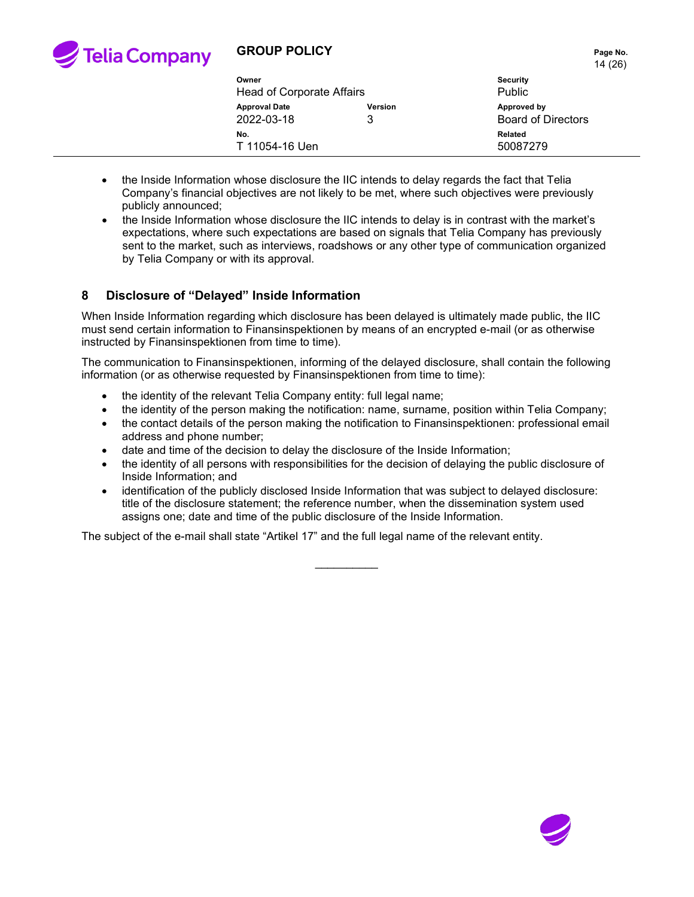- the Inside Information whose disclosure the IIC intends to delay regards the fact that Telia Company's financial objectives are not likely to be met, where such objectives were previously publicly announced;
- the Inside Information whose disclosure the IIC intends to delay is in contrast with the market's expectations, where such expectations are based on signals that Telia Company has previously sent to the market, such as interviews, roadshows or any other type of communication organized by Telia Company or with its approval.

## 8 Disclosure of "Delayed" Inside Information

When Inside Information regarding which disclosure has been delayed is ultimately made public, the IIC must send certain information to Finansinspektionen by means of an encrypted e-mail (or as otherwise instructed by Finansinspektionen from time to time).

The communication to Finansinspektionen, informing of the delayed disclosure, shall contain the following information (or as otherwise requested by Finansinspektionen from time to time):

- the identity of the relevant Telia Company entity: full legal name;
- the identity of the person making the notification: name, surname, position within Telia Company;
- the contact details of the person making the notification to Finansinspektionen: professional email address and phone number;
- date and time of the decision to delay the disclosure of the Inside Information;
- the identity of all persons with responsibilities for the decision of delaying the public disclosure of Inside Information; and
- identification of the publicly disclosed Inside Information that was subject to delayed disclosure: title of the disclosure statement; the reference number, when the dissemination system used assigns one; date and time of the public disclosure of the Inside Information.

The subject of the e-mail shall state "Artikel 17" and the full legal name of the relevant entity.

__________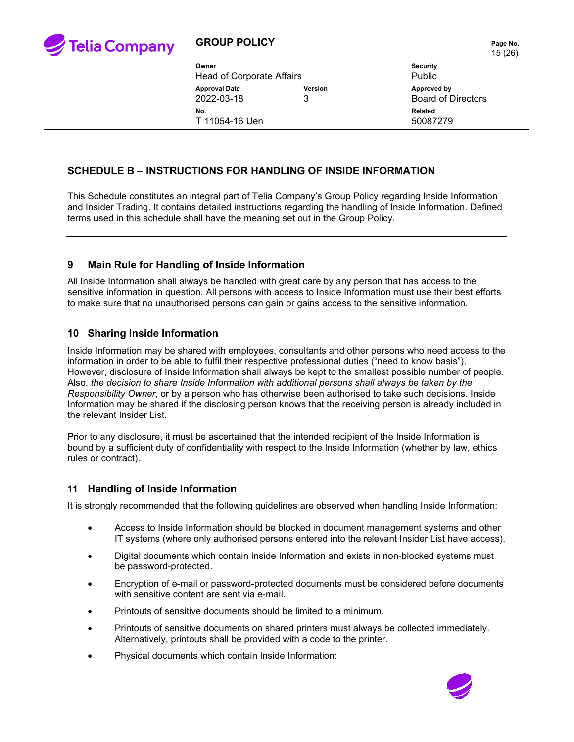## SCHEDULE B – INSTRUCTIONS FOR HANDLING OF INSIDE INFORMATION

This Schedule constitutes an integral part of Telia Company's Group Policy regarding Inside Information and Insider Trading. It contains detailed instructions regarding the handling of Inside Information. Defined terms used in this schedule shall have the meaning set out in the Group Policy.

---

## 9 Main Rule for Handling of Inside Information

All Inside Information shall always be handled with great care by any person that has access to the sensitive information in question. All persons with access to Inside Information must use their best efforts to make sure that no unauthorised persons can gain or gains access to the sensitive information.

## 10 Sharing Inside Information

Inside Information may be shared with employees, consultants and other persons who need access to the information in order to be able to fulfil their respective professional duties ("need to know basis"). However, disclosure of Inside Information shall always be kept to the smallest possible number of people. Also, *the decision to share Inside Information with additional persons shall always be taken by the Responsibility Owner*, or by a person who has otherwise been authorised to take such decisions. Inside Information may be shared if the disclosing person knows that the receiving person is already included in the relevant Insider List.

Prior to any disclosure, it must be ascertained that the intended recipient of the Inside Information is bound by a sufficient duty of confidentiality with respect to the Inside Information (whether by law, ethics rules or contract).

## 11 Handling of Inside Information

It is strongly recommended that the following guidelines are observed when handling Inside Information:

- Access to Inside Information should be blocked in document management systems and other IT systems (where only authorised persons entered into the relevant Insider List have access).
- Digital documents which contain Inside Information and exists in non-blocked systems must be password-protected.
- Encryption of e-mail or password-protected documents must be considered before documents with sensitive content are sent via e-mail.
- Printouts of sensitive documents should be limited to a minimum.
- Printouts of sensitive documents on shared printers must always be collected immediately. Alternatively, printouts shall be provided with a code to the printer.
- Physical documents which contain Inside Information: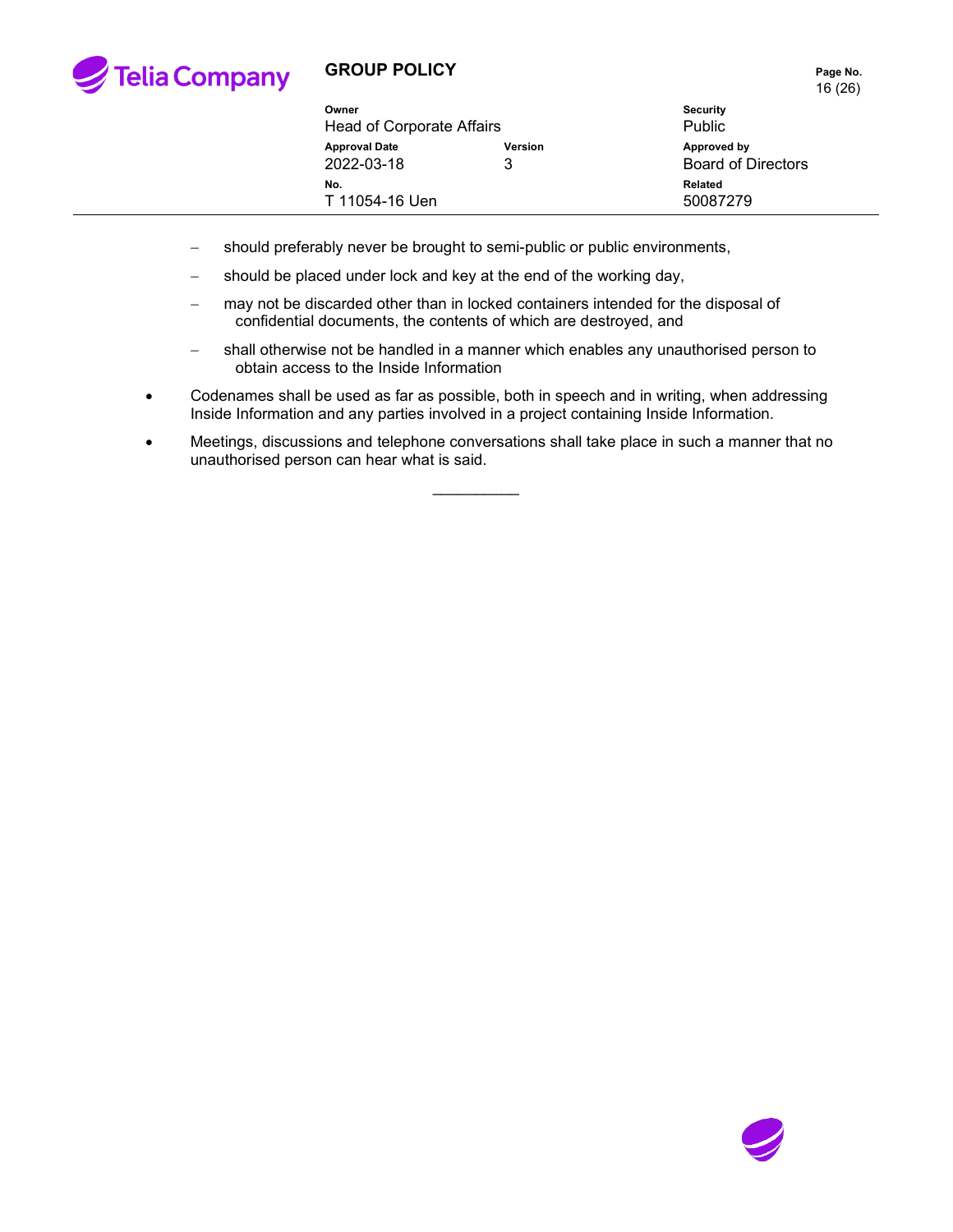- should preferably never be brought to semi-public or public environments,
  - should be placed under lock and key at the end of the working day,
  - may not be discarded other than in locked containers intended for the disposal of confidential documents, the contents of which are destroyed, and
  - shall otherwise not be handled in a manner which enables any unauthorised person to obtain access to the Inside Information

- Codenames shall be used as far as possible, both in speech and in writing, when addressing Inside Information and any parties involved in a project containing Inside Information.
- Meetings, discussions and telephone conversations shall take place in such a manner that no unauthorised person can hear what is said.

__________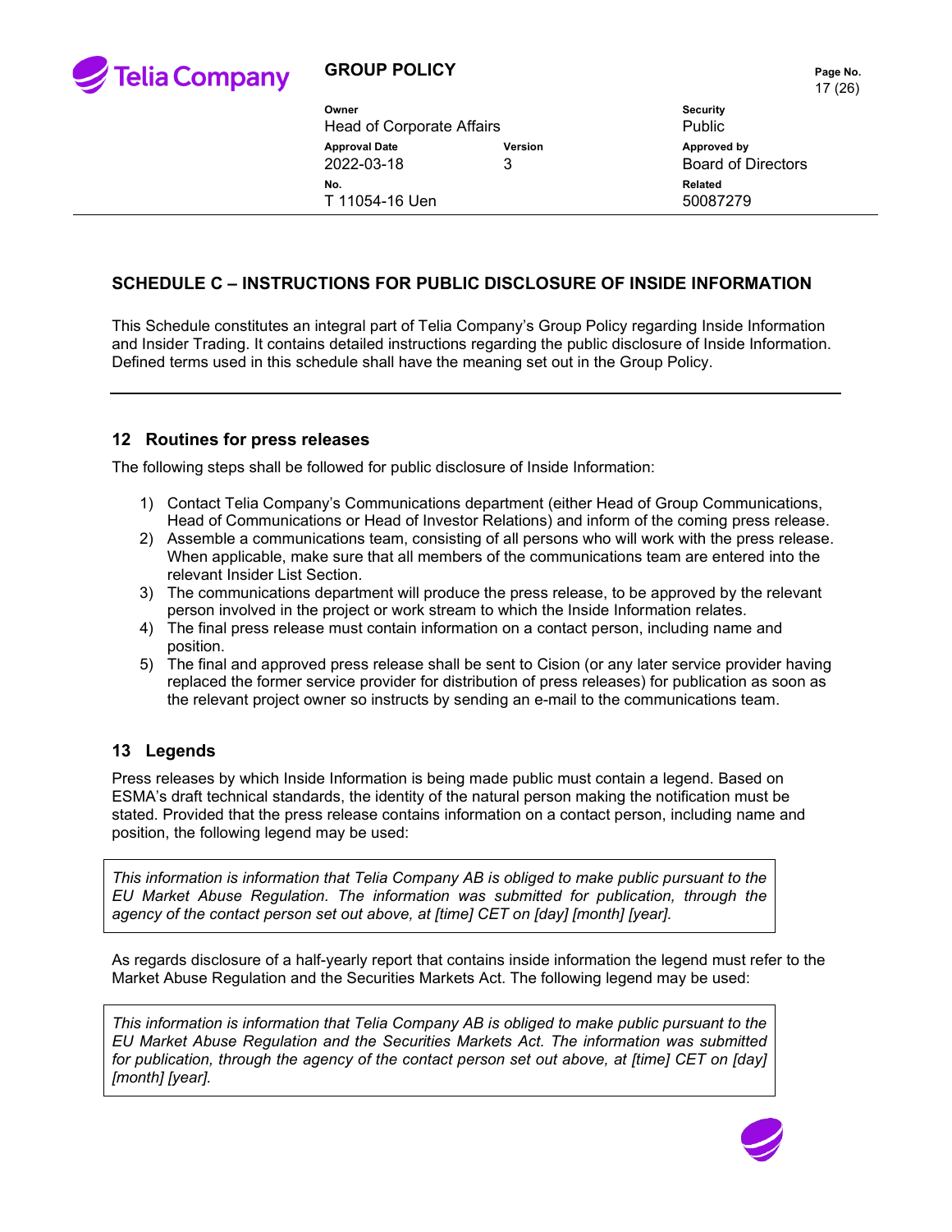## SCHEDULE C – INSTRUCTIONS FOR PUBLIC DISCLOSURE OF INSIDE INFORMATION

This Schedule constitutes an integral part of Telia Company's Group Policy regarding Inside Information and Insider Trading. It contains detailed instructions regarding the public disclosure of Inside Information. Defined terms used in this schedule shall have the meaning set out in the Group Policy.

---

### 12 Routines for press releases

The following steps shall be followed for public disclosure of Inside Information:

1) Contact Telia Company's Communications department (either Head of Group Communications, Head of Communications or Head of Investor Relations) and inform of the coming press release.
2) Assemble a communications team, consisting of all persons who will work with the press release. When applicable, make sure that all members of the communications team are entered into the relevant Insider List Section.
3) The communications department will produce the press release, to be approved by the relevant person involved in the project or work stream to which the Inside Information relates.
4) The final press release must contain information on a contact person, including name and position.
5) The final and approved press release shall be sent to Cision (or any later service provider having replaced the former service provider for distribution of press releases) for publication as soon as the relevant project owner so instructs by sending an e-mail to the communications team.

### 13 Legends

Press releases by which Inside Information is being made public must contain a legend. Based on ESMA's draft technical standards, the identity of the natural person making the notification must be stated. Provided that the press release contains information on a contact person, including name and position, the following legend may be used:

> *This information is information that Telia Company AB is obliged to make public pursuant to the EU Market Abuse Regulation. The information was submitted for publication, through the agency of the contact person set out above, at [time] CET on [day] [month] [year].*

As regards disclosure of a half-yearly report that contains inside information the legend must refer to the Market Abuse Regulation and the Securities Markets Act. The following legend may be used:

> *This information is information that Telia Company AB is obliged to make public pursuant to the EU Market Abuse Regulation and the Securities Markets Act. The information was submitted for publication, through the agency of the contact person set out above, at [time] CET on [day] [month] [year].*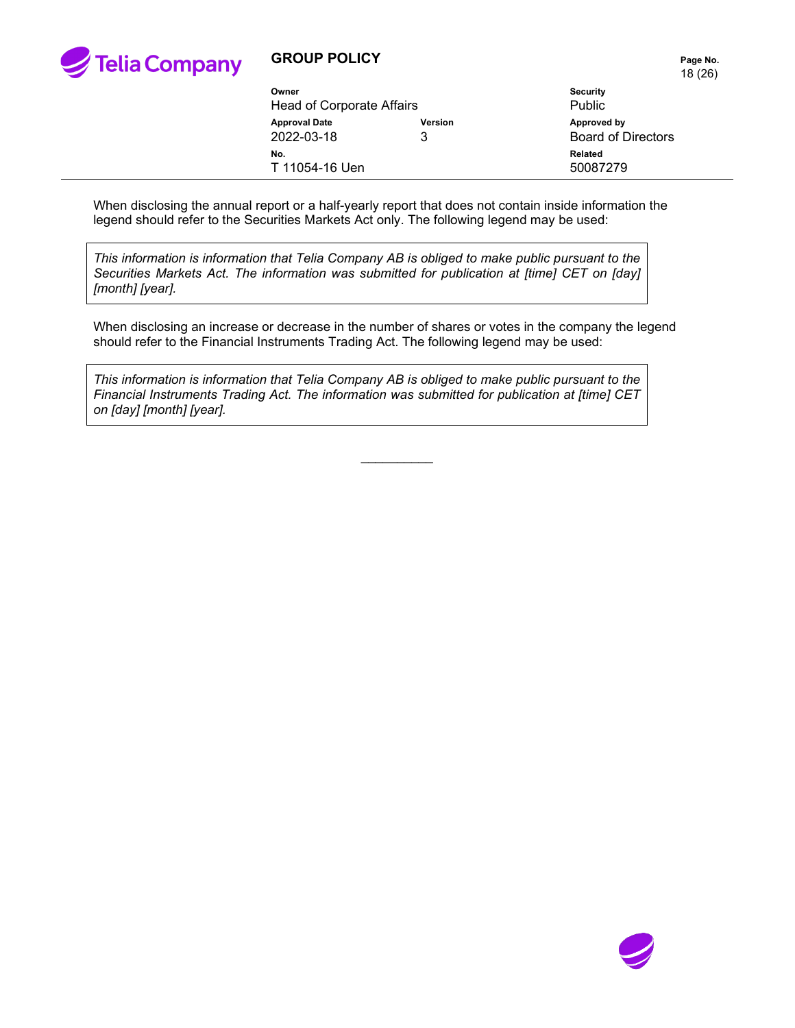When disclosing the annual report or a half-yearly report that does not contain inside information the legend should refer to the Securities Markets Act only. The following legend may be used:

> *This information is information that Telia Company AB is obliged to make public pursuant to the Securities Markets Act. The information was submitted for publication at [time] CET on [day] [month] [year].*

When disclosing an increase or decrease in the number of shares or votes in the company the legend should refer to the Financial Instruments Trading Act. The following legend may be used:

> *This information is information that Telia Company AB is obliged to make public pursuant to the Financial Instruments Trading Act. The information was submitted for publication at [time] CET on [day] [month] [year].*

__________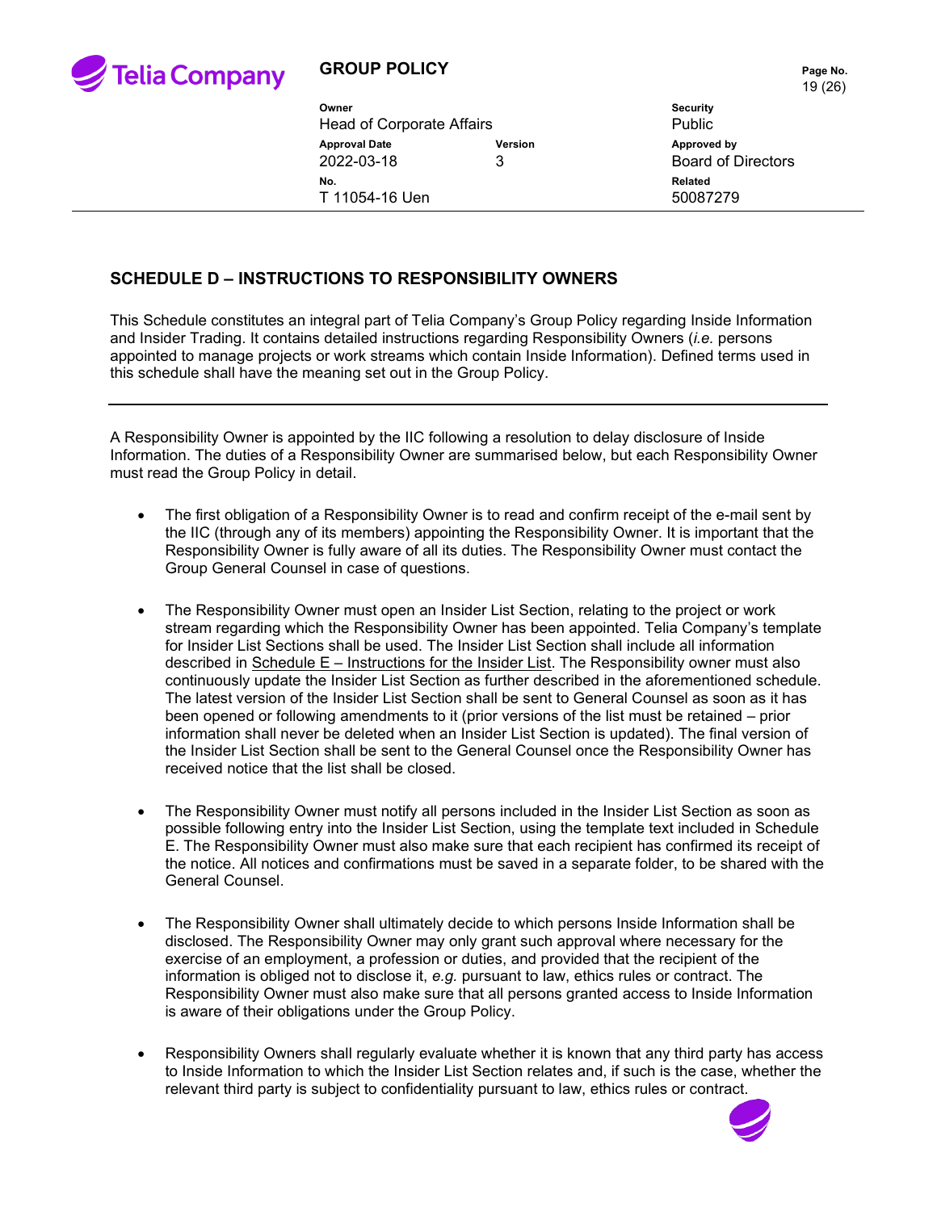## SCHEDULE D – INSTRUCTIONS TO RESPONSIBILITY OWNERS

This Schedule constitutes an integral part of Telia Company's Group Policy regarding Inside Information and Insider Trading. It contains detailed instructions regarding Responsibility Owners (*i.e.* persons appointed to manage projects or work streams which contain Inside Information). Defined terms used in this schedule shall have the meaning set out in the Group Policy.

---

A Responsibility Owner is appointed by the IIC following a resolution to delay disclosure of Inside Information. The duties of a Responsibility Owner are summarised below, but each Responsibility Owner must read the Group Policy in detail.

- The first obligation of a Responsibility Owner is to read and confirm receipt of the e-mail sent by the IIC (through any of its members) appointing the Responsibility Owner. It is important that the Responsibility Owner is fully aware of all its duties. The Responsibility Owner must contact the Group General Counsel in case of questions.

- The Responsibility Owner must open an Insider List Section, relating to the project or work stream regarding which the Responsibility Owner has been appointed. Telia Company's template for Insider List Sections shall be used. The Insider List Section shall include all information described in Schedule E – Instructions for the Insider List. The Responsibility owner must also continuously update the Insider List Section as further described in the aforementioned schedule. The latest version of the Insider List Section shall be sent to General Counsel as soon as it has been opened or following amendments to it (prior versions of the list must be retained – prior information shall never be deleted when an Insider List Section is updated). The final version of the Insider List Section shall be sent to the General Counsel once the Responsibility Owner has received notice that the list shall be closed.

- The Responsibility Owner must notify all persons included in the Insider List Section as soon as possible following entry into the Insider List Section, using the template text included in Schedule E. The Responsibility Owner must also make sure that each recipient has confirmed its receipt of the notice. All notices and confirmations must be saved in a separate folder, to be shared with the General Counsel.

- The Responsibility Owner shall ultimately decide to which persons Inside Information shall be disclosed. The Responsibility Owner may only grant such approval where necessary for the exercise of an employment, a profession or duties, and provided that the recipient of the information is obliged not to disclose it, *e.g.* pursuant to law, ethics rules or contract. The Responsibility Owner must also make sure that all persons granted access to Inside Information is aware of their obligations under the Group Policy.

- Responsibility Owners shall regularly evaluate whether it is known that any third party has access to Inside Information to which the Insider List Section relates and, if such is the case, whether the relevant third party is subject to confidentiality pursuant to law, ethics rules or contract.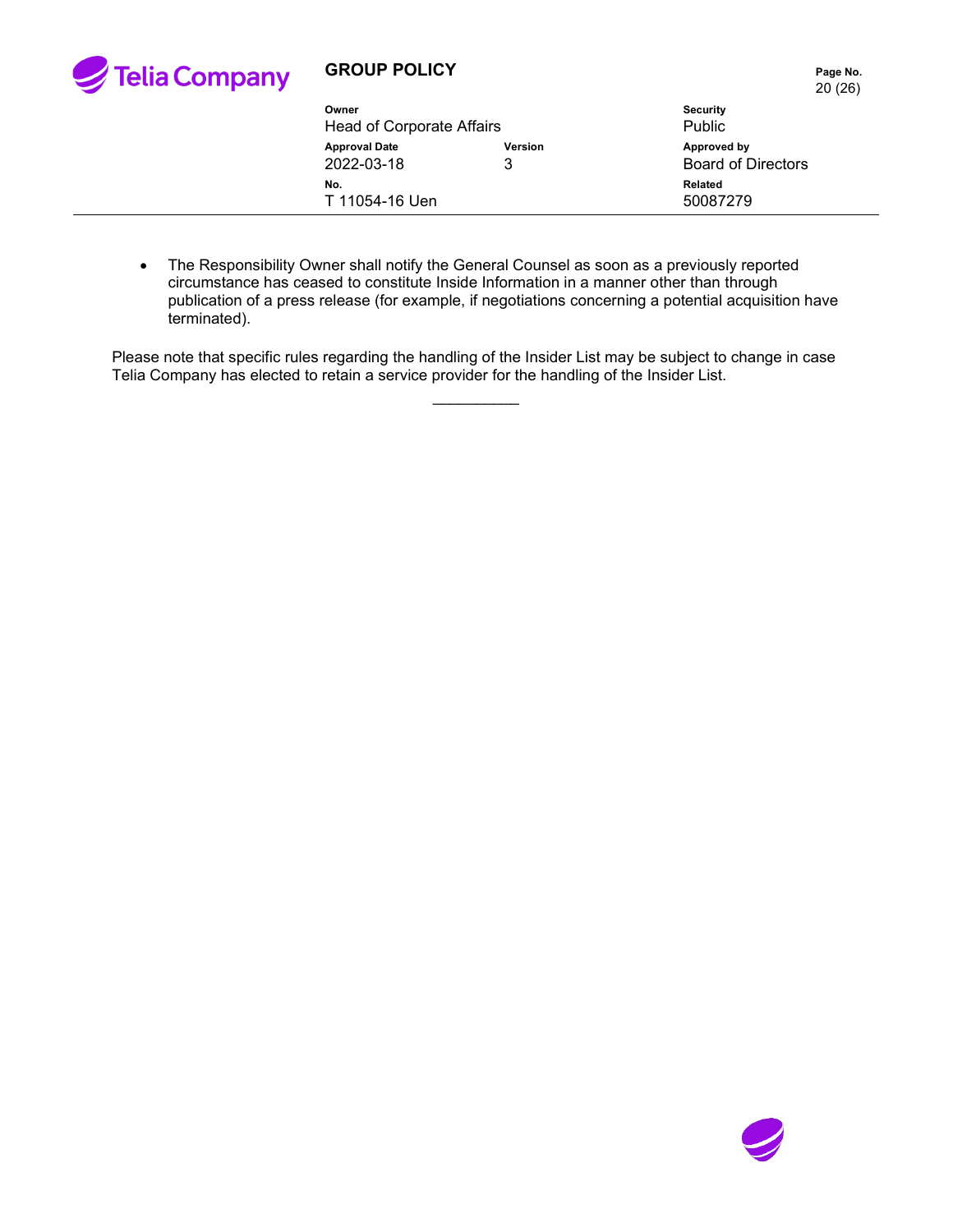- The Responsibility Owner shall notify the General Counsel as soon as a previously reported circumstance has ceased to constitute Inside Information in a manner other than through publication of a press release (for example, if negotiations concerning a potential acquisition have terminated).

Please note that specific rules regarding the handling of the Insider List may be subject to change in case Telia Company has elected to retain a service provider for the handling of the Insider List.

__________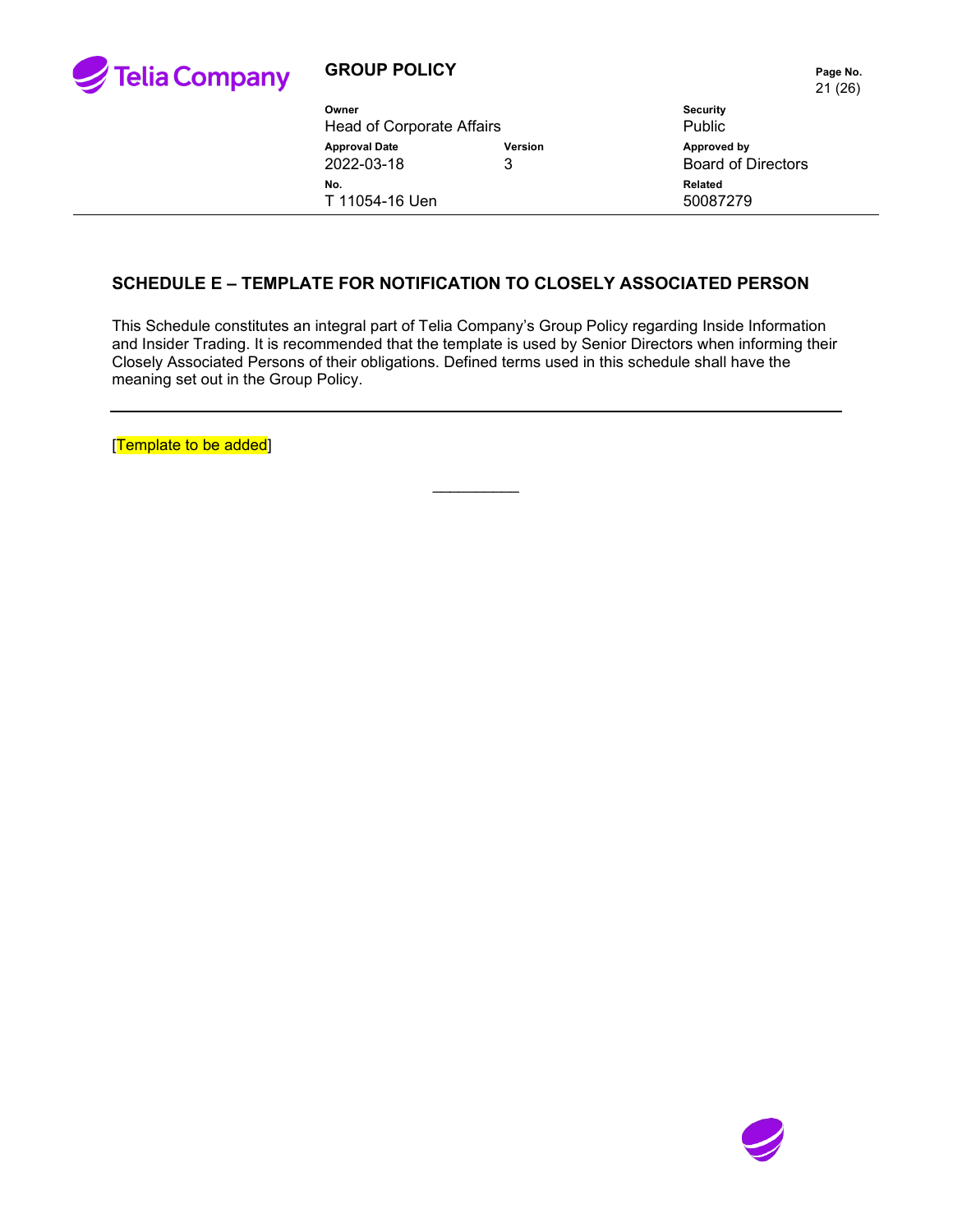## SCHEDULE E – TEMPLATE FOR NOTIFICATION TO CLOSELY ASSOCIATED PERSON

This Schedule constitutes an integral part of Telia Company's Group Policy regarding Inside Information and Insider Trading. It is recommended that the template is used by Senior Directors when informing their Closely Associated Persons of their obligations. Defined terms used in this schedule shall have the meaning set out in the Group Policy.

---

[Template to be added]

__________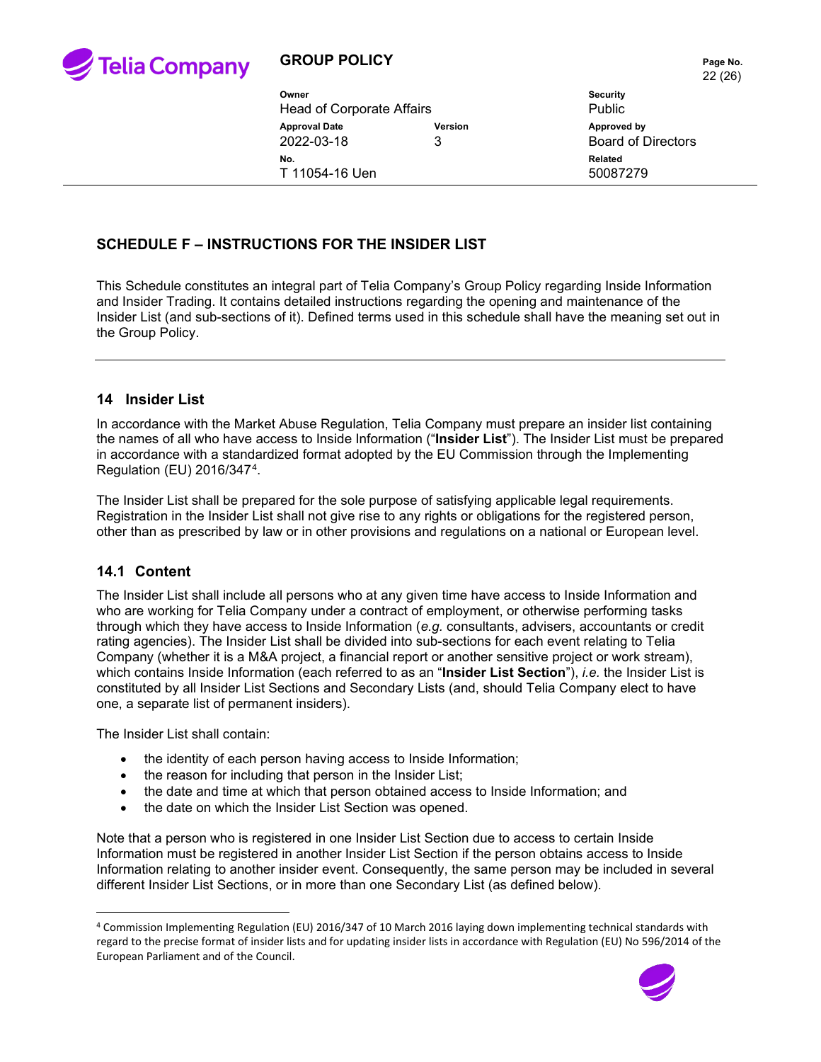## SCHEDULE F – INSTRUCTIONS FOR THE INSIDER LIST

This Schedule constitutes an integral part of Telia Company's Group Policy regarding Inside Information and Insider Trading. It contains detailed instructions regarding the opening and maintenance of the Insider List (and sub-sections of it). Defined terms used in this schedule shall have the meaning set out in the Group Policy.

---

## 14 Insider List

In accordance with the Market Abuse Regulation, Telia Company must prepare an insider list containing the names of all who have access to Inside Information ("**Insider List**"). The Insider List must be prepared in accordance with a standardized format adopted by the EU Commission through the Implementing Regulation (EU) 2016/347[4].

The Insider List shall be prepared for the sole purpose of satisfying applicable legal requirements. Registration in the Insider List shall not give rise to any rights or obligations for the registered person, other than as prescribed by law or in other provisions and regulations on a national or European level.

### 14.1 Content

The Insider List shall include all persons who at any given time have access to Inside Information and who are working for Telia Company under a contract of employment, or otherwise performing tasks through which they have access to Inside Information (*e.g.* consultants, advisers, accountants or credit rating agencies). The Insider List shall be divided into sub-sections for each event relating to Telia Company (whether it is a M&A project, a financial report or another sensitive project or work stream), which contains Inside Information (each referred to as an "**Insider List Section**"), *i.e.* the Insider List is constituted by all Insider List Sections and Secondary Lists (and, should Telia Company elect to have one, a separate list of permanent insiders).

The Insider List shall contain:

- the identity of each person having access to Inside Information;
- the reason for including that person in the Insider List;
- the date and time at which that person obtained access to Inside Information; and
- the date on which the Insider List Section was opened.

Note that a person who is registered in one Insider List Section due to access to certain Inside Information must be registered in another Insider List Section if the person obtains access to Inside Information relating to another insider event. Consequently, the same person may be included in several different Insider List Sections, or in more than one Secondary List (as defined below).

---

[4] Commission Implementing Regulation (EU) 2016/347 of 10 March 2016 laying down implementing technical standards with regard to the precise format of insider lists and for updating insider lists in accordance with Regulation (EU) No 596/2014 of the European Parliament and of the Council.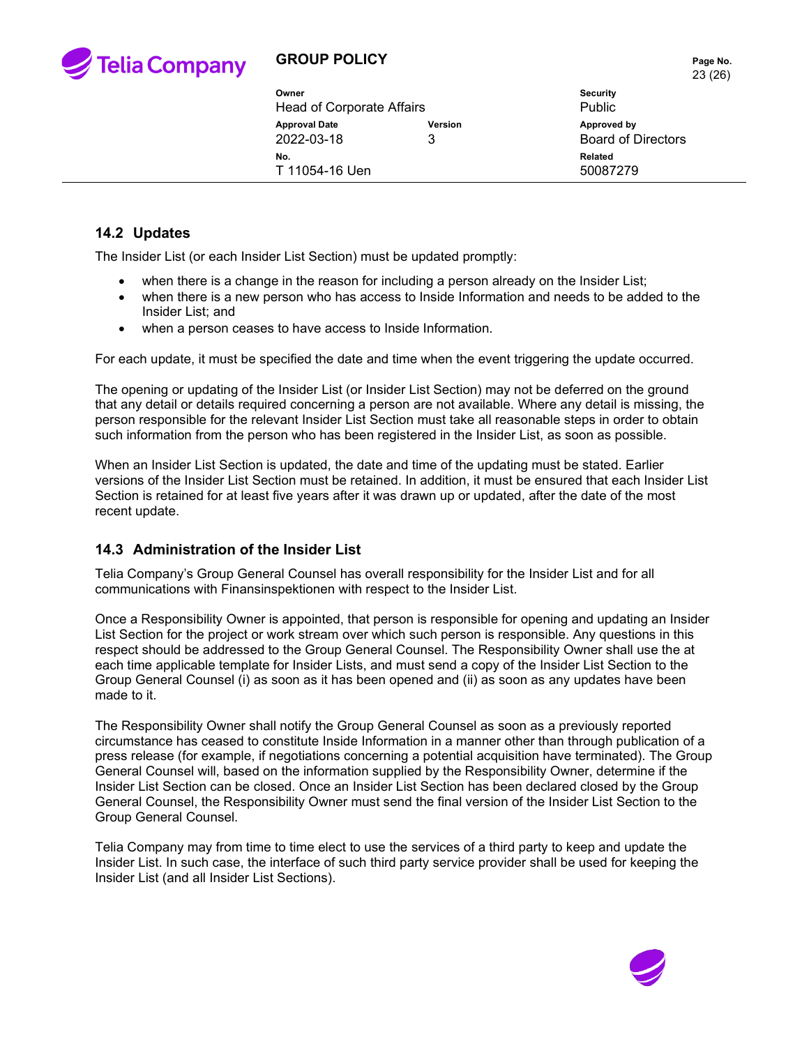### 14.2 Updates

The Insider List (or each Insider List Section) must be updated promptly:

- when there is a change in the reason for including a person already on the Insider List;
- when there is a new person who has access to Inside Information and needs to be added to the Insider List; and
- when a person ceases to have access to Inside Information.

For each update, it must be specified the date and time when the event triggering the update occurred.

The opening or updating of the Insider List (or Insider List Section) may not be deferred on the ground that any detail or details required concerning a person are not available. Where any detail is missing, the person responsible for the relevant Insider List Section must take all reasonable steps in order to obtain such information from the person who has been registered in the Insider List, as soon as possible.

When an Insider List Section is updated, the date and time of the updating must be stated. Earlier versions of the Insider List Section must be retained. In addition, it must be ensured that each Insider List Section is retained for at least five years after it was drawn up or updated, after the date of the most recent update.

### 14.3 Administration of the Insider List

Telia Company's Group General Counsel has overall responsibility for the Insider List and for all communications with Finansinspektionen with respect to the Insider List.

Once a Responsibility Owner is appointed, that person is responsible for opening and updating an Insider List Section for the project or work stream over which such person is responsible. Any questions in this respect should be addressed to the Group General Counsel. The Responsibility Owner shall use the at each time applicable template for Insider Lists, and must send a copy of the Insider List Section to the Group General Counsel (i) as soon as it has been opened and (ii) as soon as any updates have been made to it.

The Responsibility Owner shall notify the Group General Counsel as soon as a previously reported circumstance has ceased to constitute Inside Information in a manner other than through publication of a press release (for example, if negotiations concerning a potential acquisition have terminated). The Group General Counsel will, based on the information supplied by the Responsibility Owner, determine if the Insider List Section can be closed. Once an Insider List Section has been declared closed by the Group General Counsel, the Responsibility Owner must send the final version of the Insider List Section to the Group General Counsel.

Telia Company may from time to time elect to use the services of a third party to keep and update the Insider List. In such case, the interface of such third party service provider shall be used for keeping the Insider List (and all Insider List Sections).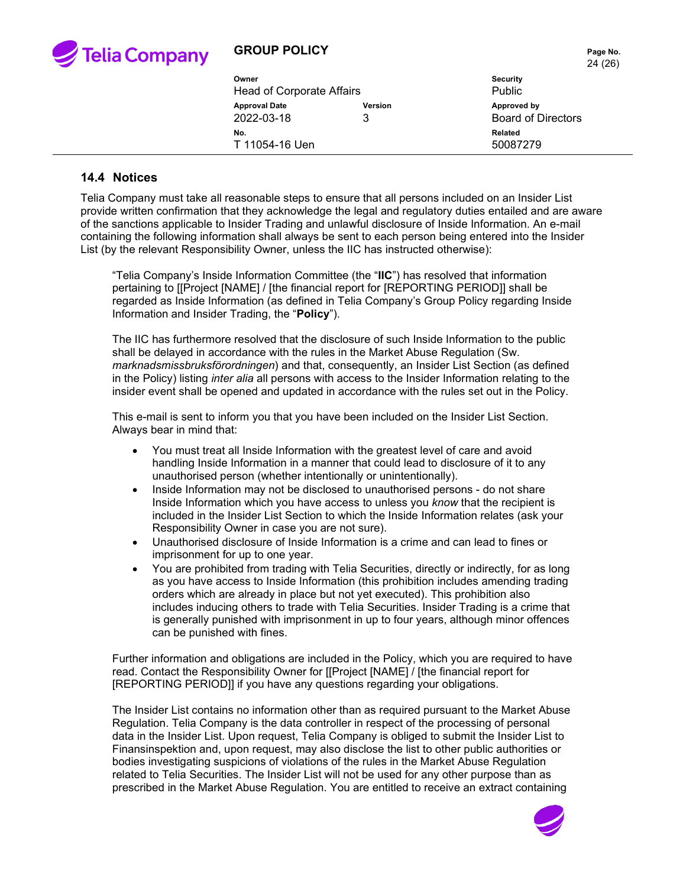## 14.4 Notices

Telia Company must take all reasonable steps to ensure that all persons included on an Insider List provide written confirmation that they acknowledge the legal and regulatory duties entailed and are aware of the sanctions applicable to Insider Trading and unlawful disclosure of Inside Information. An e-mail containing the following information shall always be sent to each person being entered into the Insider List (by the relevant Responsibility Owner, unless the IIC has instructed otherwise):

> "Telia Company's Inside Information Committee (the "**IIC**") has resolved that information pertaining to [[Project [NAME] / [the financial report for [REPORTING PERIOD]] shall be regarded as Inside Information (as defined in Telia Company's Group Policy regarding Inside Information and Insider Trading, the "**Policy**").
>
> The IIC has furthermore resolved that the disclosure of such Inside Information to the public shall be delayed in accordance with the rules in the Market Abuse Regulation (Sw. *marknadsmissbruksförordningen*) and that, consequently, an Insider List Section (as defined in the Policy) listing *inter alia* all persons with access to the Inside Information relating to the insider event shall be opened and updated in accordance with the rules set out in the Policy.
>
> This e-mail is sent to inform you that you have been included on the Insider List Section. Always bear in mind that:
>
> - You must treat all Inside Information with the greatest level of care and avoid handling Inside Information in a manner that could lead to disclosure of it to any unauthorised person (whether intentionally or unintentionally).
> - Inside Information may not be disclosed to unauthorised persons - do not share Inside Information which you have access to unless you *know* that the recipient is included in the Insider List Section to which the Inside Information relates (ask your Responsibility Owner in case you are not sure).
> - Unauthorised disclosure of Inside Information is a crime and can lead to fines or imprisonment for up to one year.
> - You are prohibited from trading with Telia Securities, directly or indirectly, for as long as you have access to Inside Information (this prohibition includes amending trading orders which are already in place but not yet executed). This prohibition also includes inducing others to trade with Telia Securities. Insider Trading is a crime that is generally punished with imprisonment in up to four years, although minor offences can be punished with fines.
>
> Further information and obligations are included in the Policy, which you are required to have read. Contact the Responsibility Owner for [[Project [NAME] / [the financial report for [REPORTING PERIOD]] if you have any questions regarding your obligations.
>
> The Insider List contains no information other than as required pursuant to the Market Abuse Regulation. Telia Company is the data controller in respect of the processing of personal data in the Insider List. Upon request, Telia Company is obliged to submit the Insider List to Finansinspektion and, upon request, may also disclose the list to other public authorities or bodies investigating suspicions of violations of the rules in the Market Abuse Regulation related to Telia Securities. The Insider List will not be used for any other purpose than as prescribed in the Market Abuse Regulation. You are entitled to receive an extract containing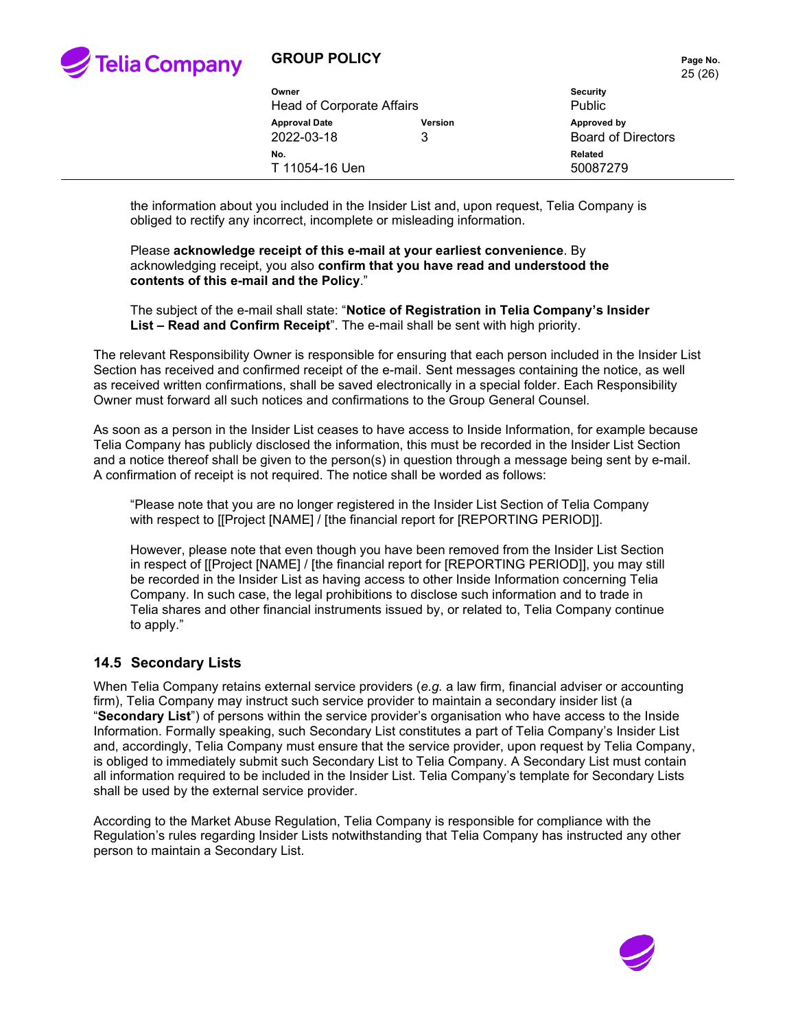the information about you included in the Insider List and, upon request, Telia Company is obliged to rectify any incorrect, incomplete or misleading information.

Please **acknowledge receipt of this e-mail at your earliest convenience**. By acknowledging receipt, you also **confirm that you have read and understood the contents of this e-mail and the Policy**."

The subject of the e-mail shall state: "**Notice of Registration in Telia Company's Insider List – Read and Confirm Receipt**". The e-mail shall be sent with high priority.

The relevant Responsibility Owner is responsible for ensuring that each person included in the Insider List Section has received and confirmed receipt of the e-mail. Sent messages containing the notice, as well as received written confirmations, shall be saved electronically in a special folder. Each Responsibility Owner must forward all such notices and confirmations to the Group General Counsel.

As soon as a person in the Insider List ceases to have access to Inside Information, for example because Telia Company has publicly disclosed the information, this must be recorded in the Insider List Section and a notice thereof shall be given to the person(s) in question through a message being sent by e-mail. A confirmation of receipt is not required. The notice shall be worded as follows:

"Please note that you are no longer registered in the Insider List Section of Telia Company with respect to [[Project [NAME] / [the financial report for [REPORTING PERIOD]].

However, please note that even though you have been removed from the Insider List Section in respect of [[Project [NAME] / [the financial report for [REPORTING PERIOD]], you may still be recorded in the Insider List as having access to other Inside Information concerning Telia Company. In such case, the legal prohibitions to disclose such information and to trade in Telia shares and other financial instruments issued by, or related to, Telia Company continue to apply."

## 14.5 Secondary Lists

When Telia Company retains external service providers (*e.g.* a law firm, financial adviser or accounting firm), Telia Company may instruct such service provider to maintain a secondary insider list (a "**Secondary List**") of persons within the service provider's organisation who have access to the Inside Information. Formally speaking, such Secondary List constitutes a part of Telia Company's Insider List and, accordingly, Telia Company must ensure that the service provider, upon request by Telia Company, is obliged to immediately submit such Secondary List to Telia Company. A Secondary List must contain all information required to be included in the Insider List. Telia Company's template for Secondary Lists shall be used by the external service provider.

According to the Market Abuse Regulation, Telia Company is responsible for compliance with the Regulation's rules regarding Insider Lists notwithstanding that Telia Company has instructed any other person to maintain a Secondary List.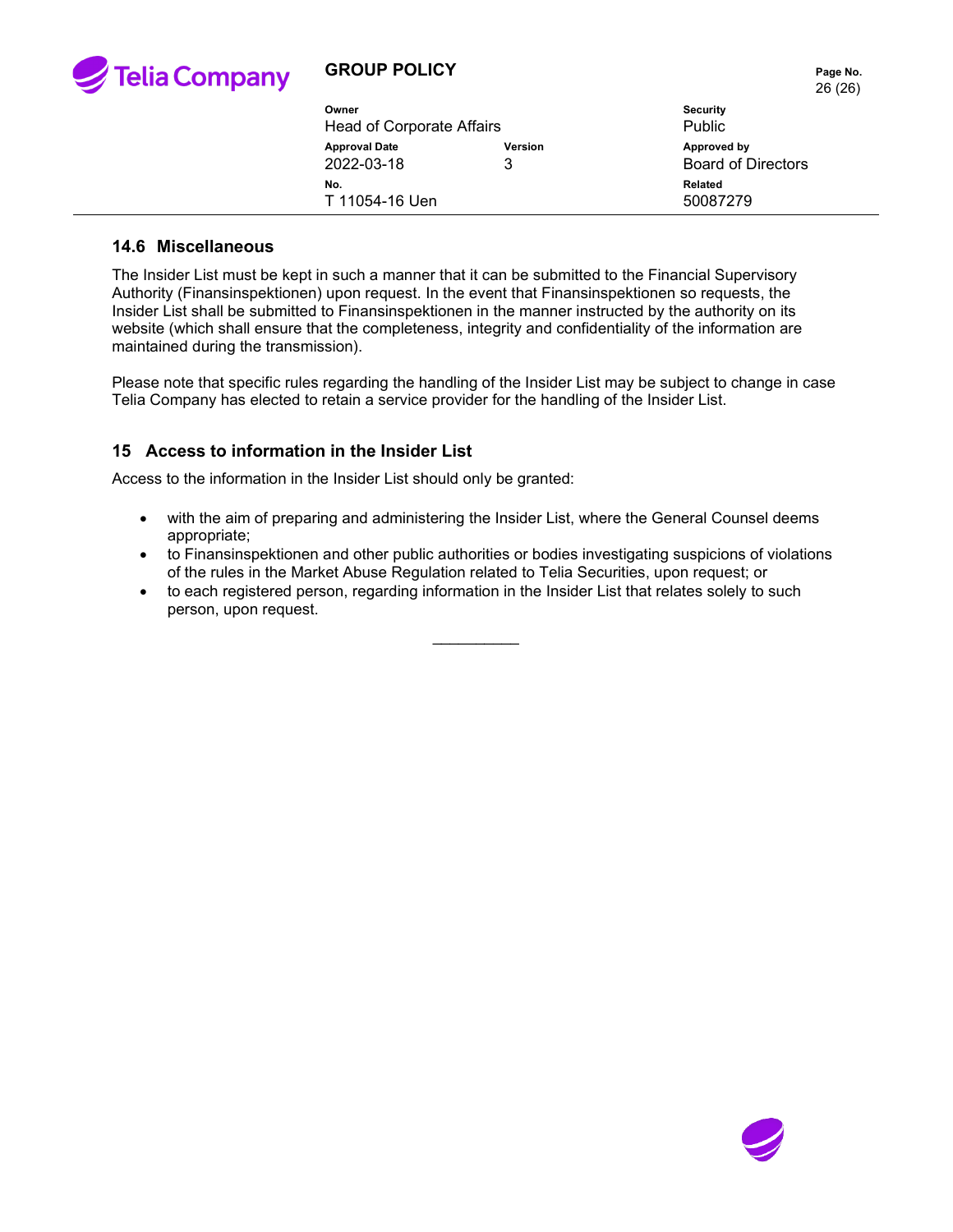### 14.6 Miscellaneous

The Insider List must be kept in such a manner that it can be submitted to the Financial Supervisory Authority (Finansinspektionen) upon request. In the event that Finansinspektionen so requests, the Insider List shall be submitted to Finansinspektionen in the manner instructed by the authority on its website (which shall ensure that the completeness, integrity and confidentiality of the information are maintained during the transmission).

Please note that specific rules regarding the handling of the Insider List may be subject to change in case Telia Company has elected to retain a service provider for the handling of the Insider List.

## 15 Access to information in the Insider List

Access to the information in the Insider List should only be granted:

- with the aim of preparing and administering the Insider List, where the General Counsel deems appropriate;
- to Finansinspektionen and other public authorities or bodies investigating suspicions of violations of the rules in the Market Abuse Regulation related to Telia Securities, upon request; or
- to each registered person, regarding information in the Insider List that relates solely to such person, upon request.

\_\_\_\_\_\_\_\_\_\_